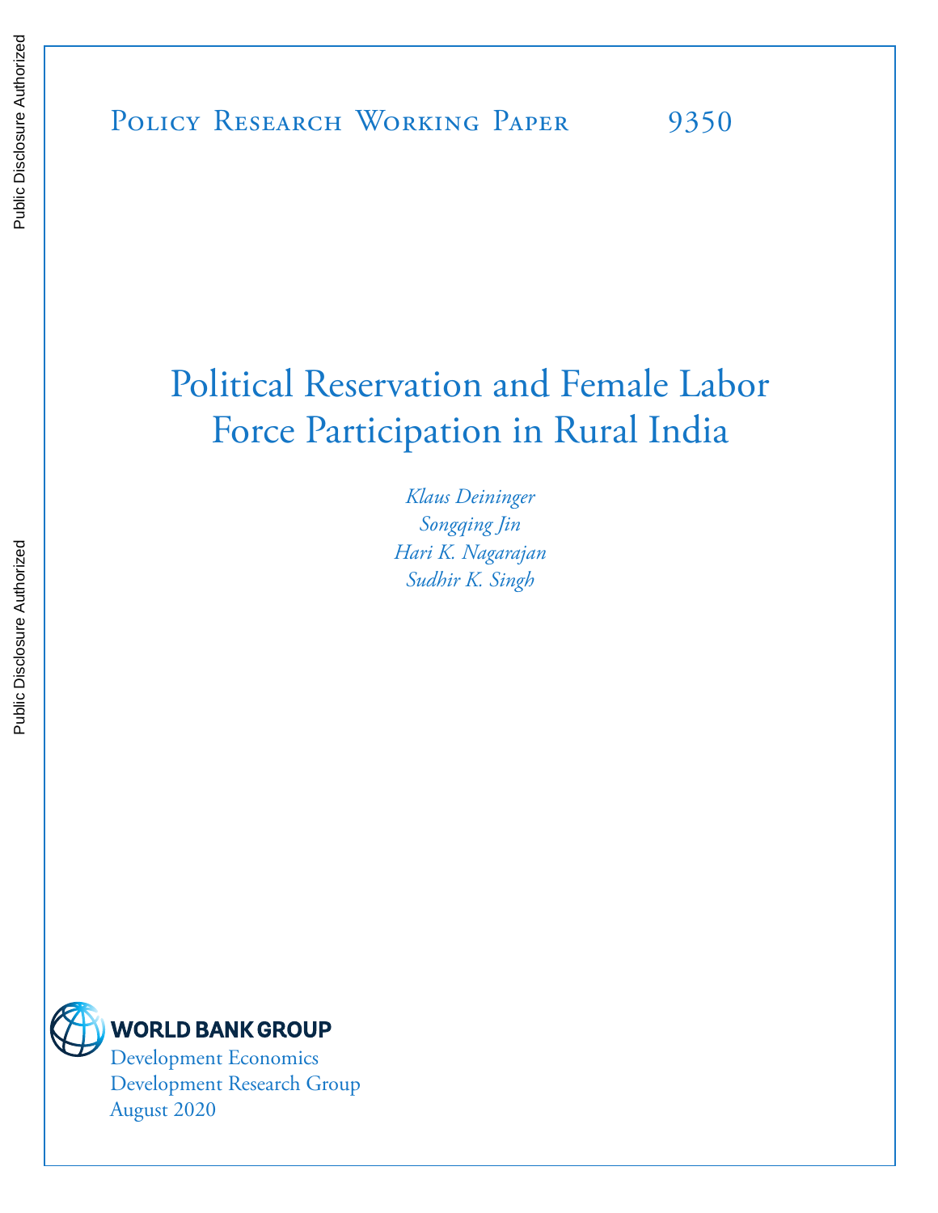Policy Research Working Paper 9350

# Political Reservation and Female Labor Force Participation in Rural India

*Klaus Deininger*
*Songqing Jin*
*Hari K. Nagarajan*
*Sudhir K. Singh*

WORLD BANK GROUP
Development Economics
Development Research Group
August 2020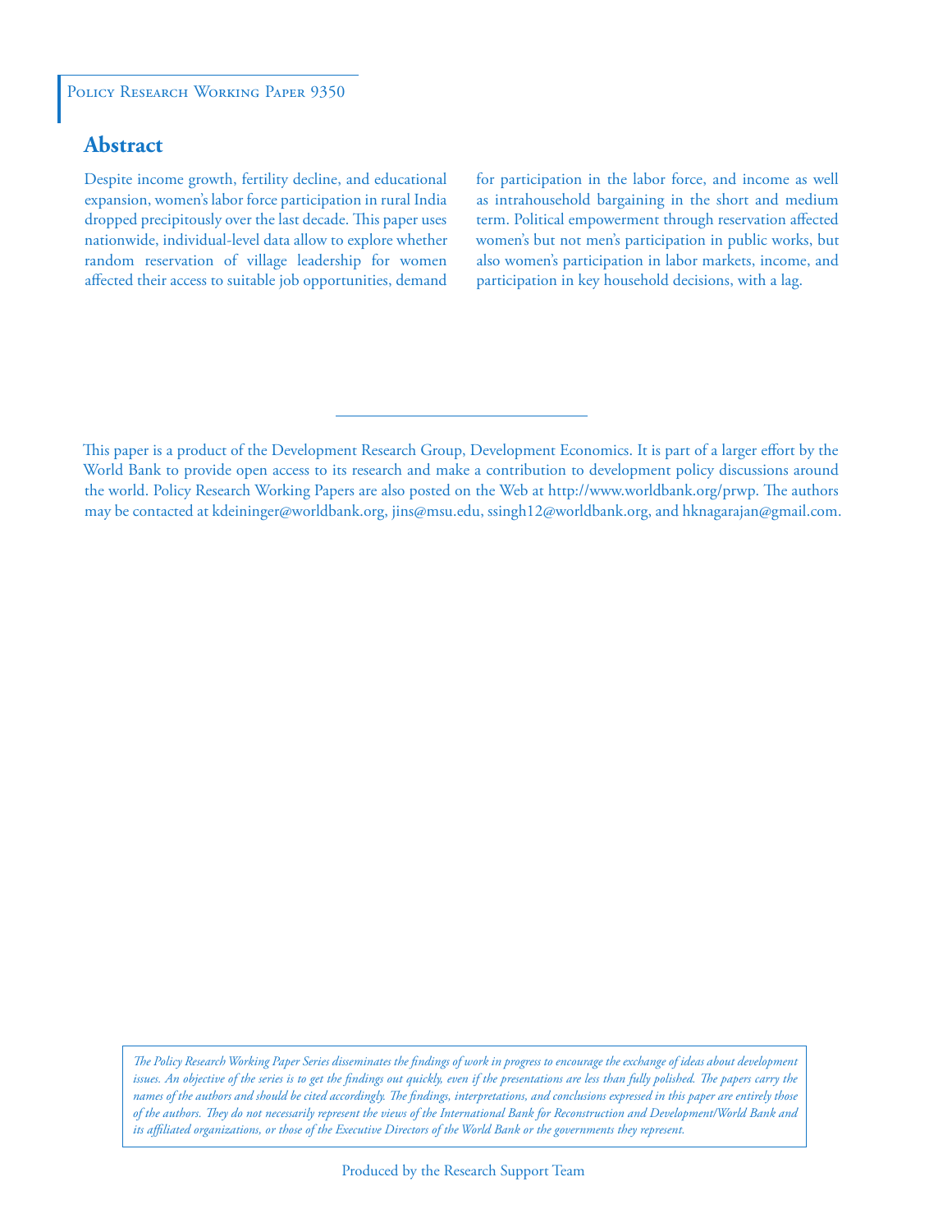Policy Research Working Paper 9350

## Abstract

Despite income growth, fertility decline, and educational expansion, women's labor force participation in rural India dropped precipitously over the last decade. This paper uses nationwide, individual-level data allow to explore whether random reservation of village leadership for women affected their access to suitable job opportunities, demand for participation in the labor force, and income as well as intrahousehold bargaining in the short and medium term. Political empowerment through reservation affected women's but not men's participation in public works, but also women's participation in labor markets, income, and participation in key household decisions, with a lag.

This paper is a product of the Development Research Group, Development Economics. It is part of a larger effort by the World Bank to provide open access to its research and make a contribution to development policy discussions around the world. Policy Research Working Papers are also posted on the Web at http://www.worldbank.org/prwp. The authors may be contacted at kdeininger@worldbank.org, jins@msu.edu, ssingh12@worldbank.org, and hknagarajan@gmail.com.

*The Policy Research Working Paper Series disseminates the findings of work in progress to encourage the exchange of ideas about development issues. An objective of the series is to get the findings out quickly, even if the presentations are less than fully polished. The papers carry the names of the authors and should be cited accordingly. The findings, interpretations, and conclusions expressed in this paper are entirely those of the authors. They do not necessarily represent the views of the International Bank for Reconstruction and Development/World Bank and its affiliated organizations, or those of the Executive Directors of the World Bank or the governments they represent.*

Produced by the Research Support Team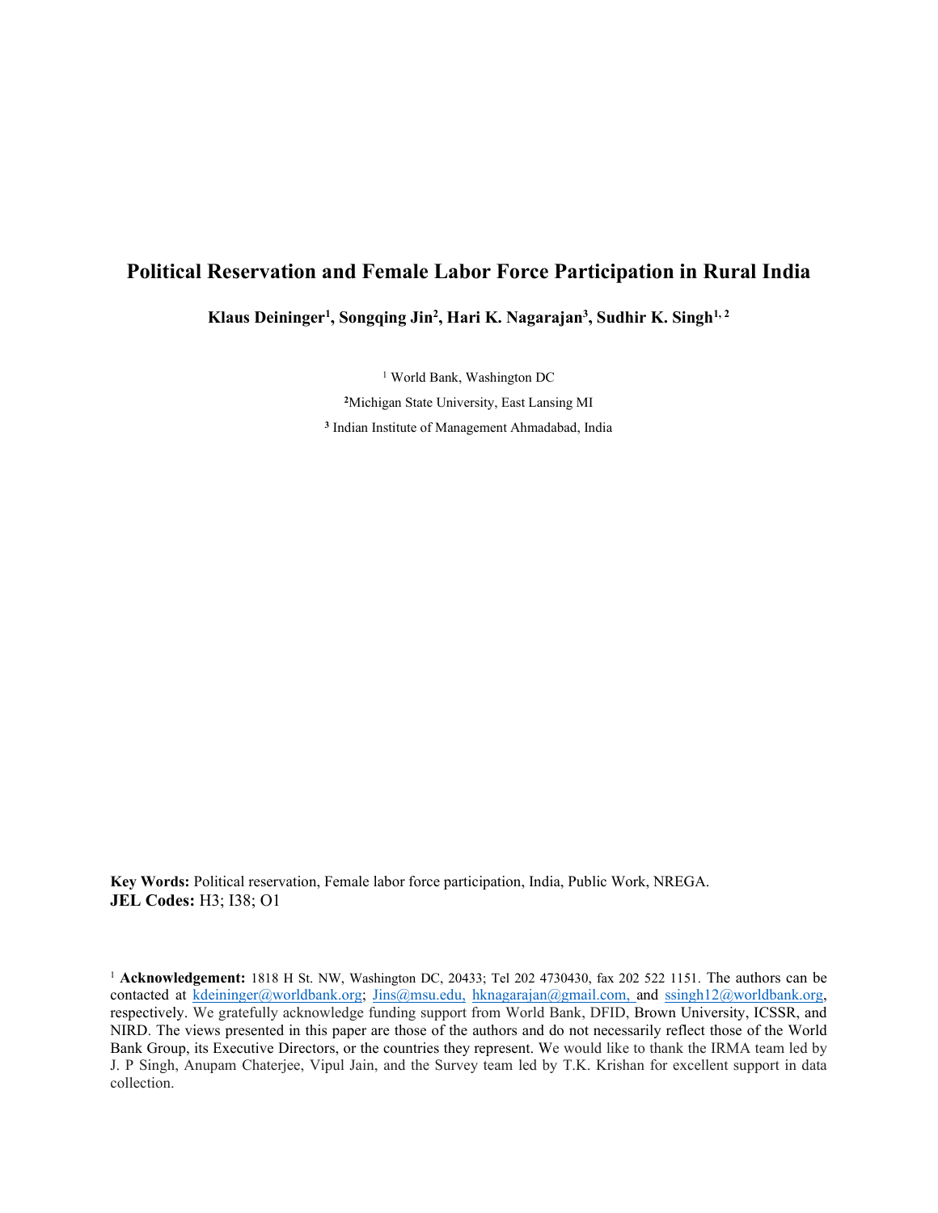# Political Reservation and Female Labor Force Participation in Rural India

**Klaus Deininger[1], Songqing Jin[2], Hari K. Nagarajan[3], Sudhir K. Singh[1, 2]**

[1] World Bank, Washington DC

[2] Michigan State University, East Lansing MI

[3] Indian Institute of Management Ahmadabad, India

**Key Words:** Political reservation, Female labor force participation, India, Public Work, NREGA.
**JEL Codes:** H3; I38; O1

[1] **Acknowledgement:** 1818 H St. NW, Washington DC, 20433; Tel 202 4730430, fax 202 522 1151. The authors can be contacted at kdeininger@worldbank.org; Jins@msu.edu, hknagarajan@gmail.com, and ssingh12@worldbank.org, respectively. We gratefully acknowledge funding support from World Bank, DFID, Brown University, ICSSR, and NIRD. The views presented in this paper are those of the authors and do not necessarily reflect those of the World Bank Group, its Executive Directors, or the countries they represent. We would like to thank the IRMA team led by J. P Singh, Anupam Chaterjee, Vipul Jain, and the Survey team led by T.K. Krishan for excellent support in data collection.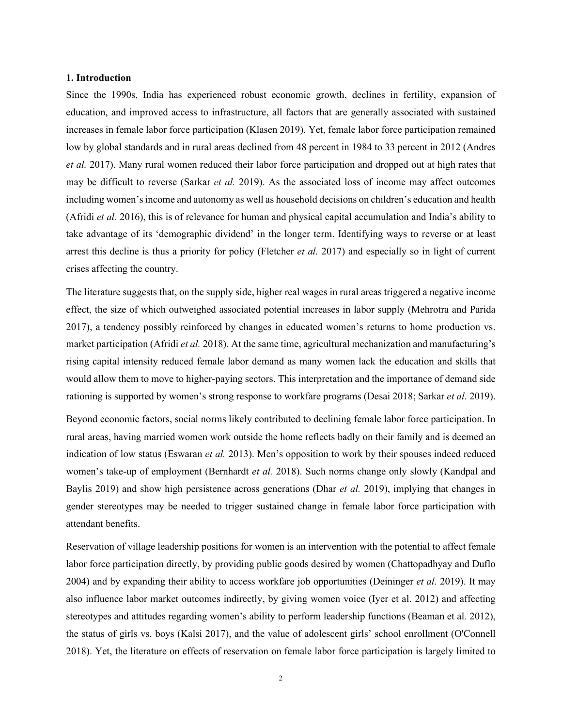## 1. Introduction

Since the 1990s, India has experienced robust economic growth, declines in fertility, expansion of education, and improved access to infrastructure, all factors that are generally associated with sustained increases in female labor force participation (Klasen 2019). Yet, female labor force participation remained low by global standards and in rural areas declined from 48 percent in 1984 to 33 percent in 2012 (Andres *et al.* 2017). Many rural women reduced their labor force participation and dropped out at high rates that may be difficult to reverse (Sarkar *et al.* 2019). As the associated loss of income may affect outcomes including women's income and autonomy as well as household decisions on children's education and health (Afridi *et al.* 2016), this is of relevance for human and physical capital accumulation and India's ability to take advantage of its 'demographic dividend' in the longer term. Identifying ways to reverse or at least arrest this decline is thus a priority for policy (Fletcher *et al.* 2017) and especially so in light of current crises affecting the country.

The literature suggests that, on the supply side, higher real wages in rural areas triggered a negative income effect, the size of which outweighed associated potential increases in labor supply (Mehrotra and Parida 2017), a tendency possibly reinforced by changes in educated women's returns to home production vs. market participation (Afridi *et al.* 2018). At the same time, agricultural mechanization and manufacturing's rising capital intensity reduced female labor demand as many women lack the education and skills that would allow them to move to higher-paying sectors. This interpretation and the importance of demand side rationing is supported by women's strong response to workfare programs (Desai 2018; Sarkar *et al.* 2019).

Beyond economic factors, social norms likely contributed to declining female labor force participation. In rural areas, having married women work outside the home reflects badly on their family and is deemed an indication of low status (Eswaran *et al.* 2013). Men's opposition to work by their spouses indeed reduced women's take-up of employment (Bernhardt *et al.* 2018). Such norms change only slowly (Kandpal and Baylis 2019) and show high persistence across generations (Dhar *et al.* 2019), implying that changes in gender stereotypes may be needed to trigger sustained change in female labor force participation with attendant benefits.

Reservation of village leadership positions for women is an intervention with the potential to affect female labor force participation directly, by providing public goods desired by women (Chattopadhyay and Duflo 2004) and by expanding their ability to access workfare job opportunities (Deininger *et al.* 2019). It may also influence labor market outcomes indirectly, by giving women voice (Iyer et al. 2012) and affecting stereotypes and attitudes regarding women's ability to perform leadership functions (Beaman et al*.* 2012), the status of girls vs. boys (Kalsi 2017), and the value of adolescent girls' school enrollment (O'Connell 2018). Yet, the literature on effects of reservation on female labor force participation is largely limited to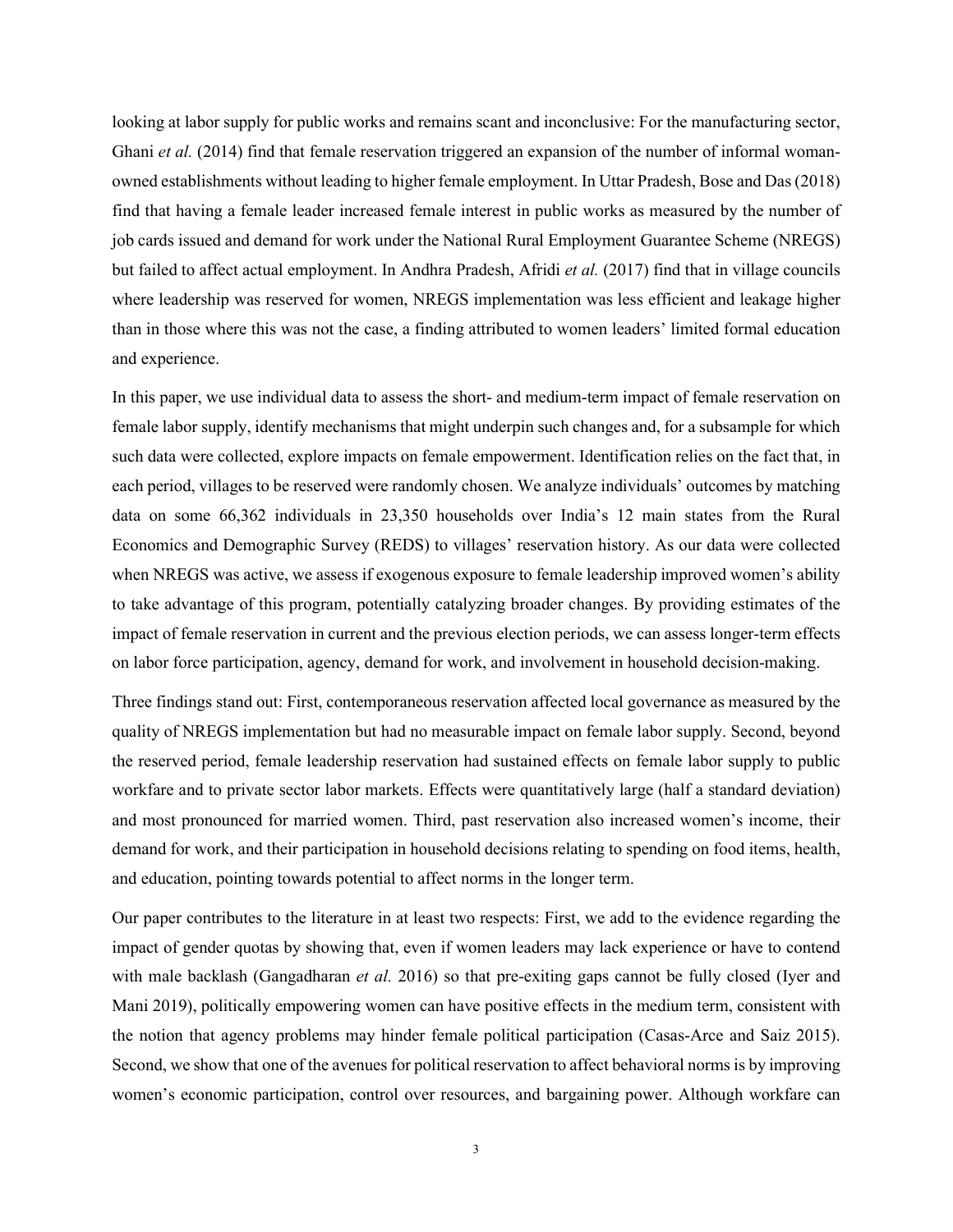looking at labor supply for public works and remains scant and inconclusive: For the manufacturing sector, Ghani *et al.* (2014) find that female reservation triggered an expansion of the number of informal woman-owned establishments without leading to higher female employment. In Uttar Pradesh, Bose and Das (2018) find that having a female leader increased female interest in public works as measured by the number of job cards issued and demand for work under the National Rural Employment Guarantee Scheme (NREGS) but failed to affect actual employment. In Andhra Pradesh, Afridi *et al.* (2017) find that in village councils where leadership was reserved for women, NREGS implementation was less efficient and leakage higher than in those where this was not the case, a finding attributed to women leaders' limited formal education and experience.

In this paper, we use individual data to assess the short- and medium-term impact of female reservation on female labor supply, identify mechanisms that might underpin such changes and, for a subsample for which such data were collected, explore impacts on female empowerment. Identification relies on the fact that, in each period, villages to be reserved were randomly chosen. We analyze individuals' outcomes by matching data on some 66,362 individuals in 23,350 households over India's 12 main states from the Rural Economics and Demographic Survey (REDS) to villages' reservation history. As our data were collected when NREGS was active, we assess if exogenous exposure to female leadership improved women's ability to take advantage of this program, potentially catalyzing broader changes. By providing estimates of the impact of female reservation in current and the previous election periods, we can assess longer-term effects on labor force participation, agency, demand for work, and involvement in household decision-making.

Three findings stand out: First, contemporaneous reservation affected local governance as measured by the quality of NREGS implementation but had no measurable impact on female labor supply. Second, beyond the reserved period, female leadership reservation had sustained effects on female labor supply to public workfare and to private sector labor markets. Effects were quantitatively large (half a standard deviation) and most pronounced for married women. Third, past reservation also increased women's income, their demand for work, and their participation in household decisions relating to spending on food items, health, and education, pointing towards potential to affect norms in the longer term.

Our paper contributes to the literature in at least two respects: First, we add to the evidence regarding the impact of gender quotas by showing that, even if women leaders may lack experience or have to contend with male backlash (Gangadharan *et al.* 2016) so that pre-exiting gaps cannot be fully closed (Iyer and Mani 2019), politically empowering women can have positive effects in the medium term, consistent with the notion that agency problems may hinder female political participation (Casas-Arce and Saiz 2015). Second, we show that one of the avenues for political reservation to affect behavioral norms is by improving women's economic participation, control over resources, and bargaining power. Although workfare can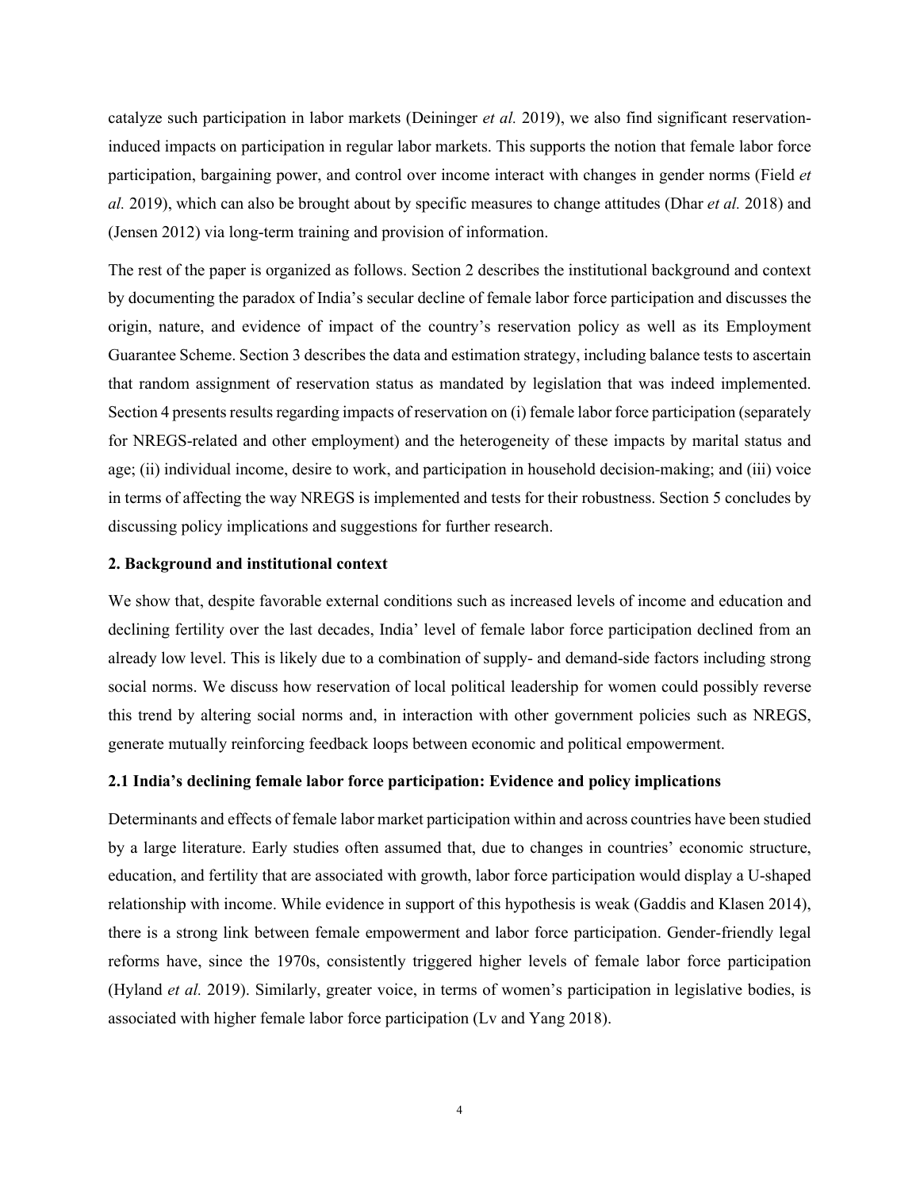catalyze such participation in labor markets (Deininger *et al.* 2019), we also find significant reservation-induced impacts on participation in regular labor markets. This supports the notion that female labor force participation, bargaining power, and control over income interact with changes in gender norms (Field *et al.* 2019), which can also be brought about by specific measures to change attitudes (Dhar *et al.* 2018) and (Jensen 2012) via long-term training and provision of information.

The rest of the paper is organized as follows. Section 2 describes the institutional background and context by documenting the paradox of India's secular decline of female labor force participation and discusses the origin, nature, and evidence of impact of the country's reservation policy as well as its Employment Guarantee Scheme. Section 3 describes the data and estimation strategy, including balance tests to ascertain that random assignment of reservation status as mandated by legislation that was indeed implemented. Section 4 presents results regarding impacts of reservation on (i) female labor force participation (separately for NREGS-related and other employment) and the heterogeneity of these impacts by marital status and age; (ii) individual income, desire to work, and participation in household decision-making; and (iii) voice in terms of affecting the way NREGS is implemented and tests for their robustness. Section 5 concludes by discussing policy implications and suggestions for further research.

## 2. Background and institutional context

We show that, despite favorable external conditions such as increased levels of income and education and declining fertility over the last decades, India' level of female labor force participation declined from an already low level. This is likely due to a combination of supply- and demand-side factors including strong social norms. We discuss how reservation of local political leadership for women could possibly reverse this trend by altering social norms and, in interaction with other government policies such as NREGS, generate mutually reinforcing feedback loops between economic and political empowerment.

### 2.1 India's declining female labor force participation: Evidence and policy implications

Determinants and effects of female labor market participation within and across countries have been studied by a large literature. Early studies often assumed that, due to changes in countries' economic structure, education, and fertility that are associated with growth, labor force participation would display a U-shaped relationship with income. While evidence in support of this hypothesis is weak (Gaddis and Klasen 2014), there is a strong link between female empowerment and labor force participation. Gender-friendly legal reforms have, since the 1970s, consistently triggered higher levels of female labor force participation (Hyland *et al.* 2019). Similarly, greater voice, in terms of women's participation in legislative bodies, is associated with higher female labor force participation (Lv and Yang 2018).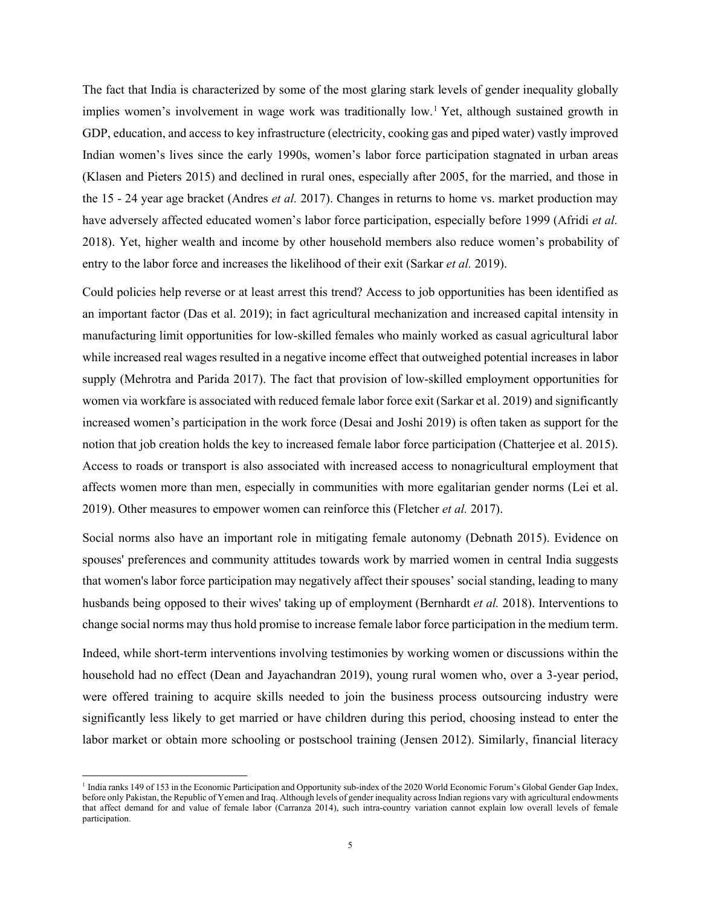The fact that India is characterized by some of the most glaring stark levels of gender inequality globally implies women's involvement in wage work was traditionally low.[1] Yet, although sustained growth in GDP, education, and access to key infrastructure (electricity, cooking gas and piped water) vastly improved Indian women's lives since the early 1990s, women's labor force participation stagnated in urban areas (Klasen and Pieters 2015) and declined in rural ones, especially after 2005, for the married, and those in the 15 - 24 year age bracket (Andres *et al.* 2017). Changes in returns to home vs. market production may have adversely affected educated women's labor force participation, especially before 1999 (Afridi *et al.* 2018). Yet, higher wealth and income by other household members also reduce women's probability of entry to the labor force and increases the likelihood of their exit (Sarkar *et al.* 2019).

Could policies help reverse or at least arrest this trend? Access to job opportunities has been identified as an important factor (Das et al. 2019); in fact agricultural mechanization and increased capital intensity in manufacturing limit opportunities for low-skilled females who mainly worked as casual agricultural labor while increased real wages resulted in a negative income effect that outweighed potential increases in labor supply (Mehrotra and Parida 2017). The fact that provision of low-skilled employment opportunities for women via workfare is associated with reduced female labor force exit (Sarkar et al. 2019) and significantly increased women's participation in the work force (Desai and Joshi 2019) is often taken as support for the notion that job creation holds the key to increased female labor force participation (Chatterjee et al. 2015). Access to roads or transport is also associated with increased access to nonagricultural employment that affects women more than men, especially in communities with more egalitarian gender norms (Lei et al. 2019). Other measures to empower women can reinforce this (Fletcher *et al.* 2017).

Social norms also have an important role in mitigating female autonomy (Debnath 2015). Evidence on spouses' preferences and community attitudes towards work by married women in central India suggests that women's labor force participation may negatively affect their spouses' social standing, leading to many husbands being opposed to their wives' taking up of employment (Bernhardt *et al.* 2018). Interventions to change social norms may thus hold promise to increase female labor force participation in the medium term.

Indeed, while short-term interventions involving testimonies by working women or discussions within the household had no effect (Dean and Jayachandran 2019), young rural women who, over a 3-year period, were offered training to acquire skills needed to join the business process outsourcing industry were significantly less likely to get married or have children during this period, choosing instead to enter the labor market or obtain more schooling or postschool training (Jensen 2012). Similarly, financial literacy

[1] India ranks 149 of 153 in the Economic Participation and Opportunity sub-index of the 2020 World Economic Forum's Global Gender Gap Index, before only Pakistan, the Republic of Yemen and Iraq. Although levels of gender inequality across Indian regions vary with agricultural endowments that affect demand for and value of female labor (Carranza 2014), such intra-country variation cannot explain low overall levels of female participation.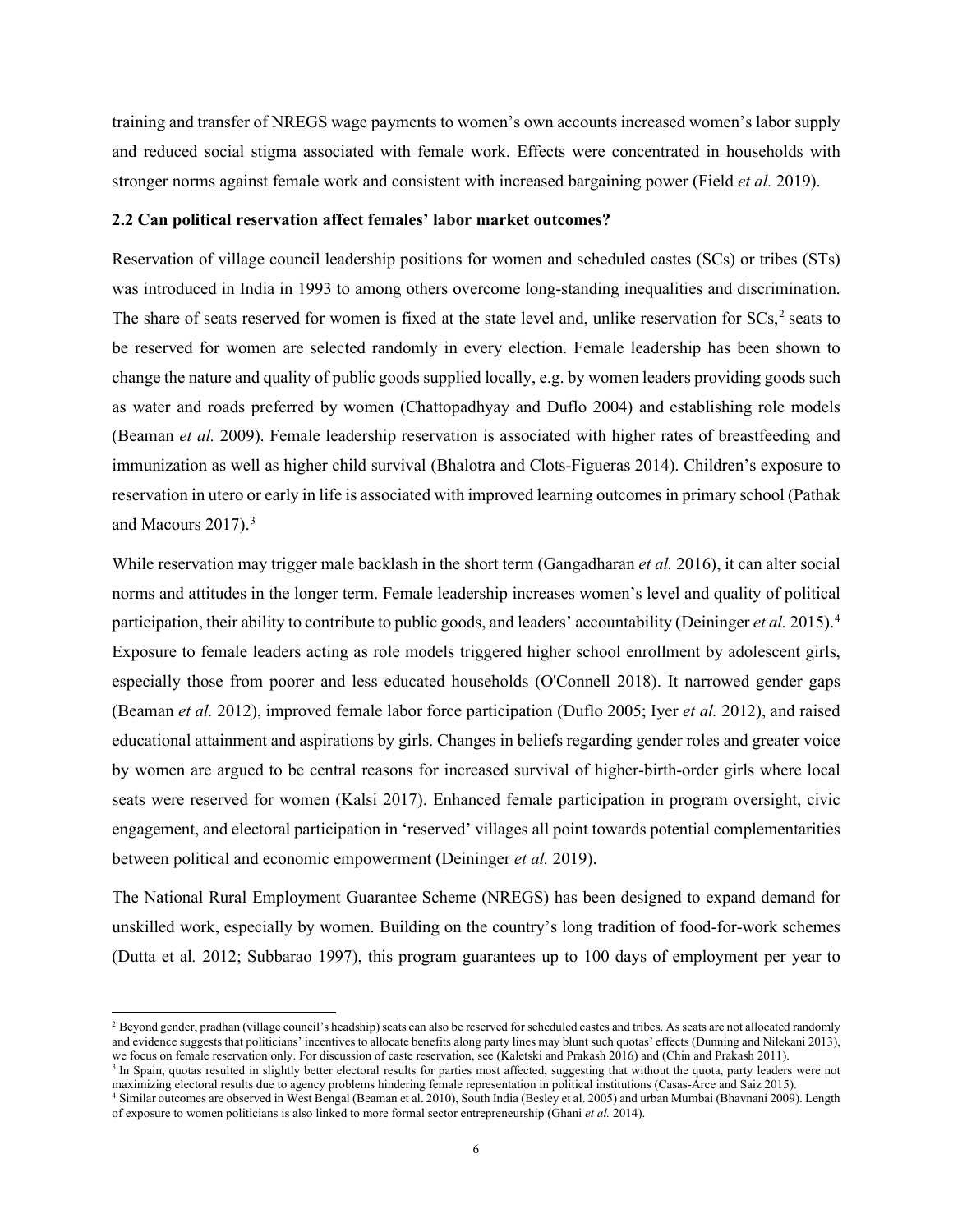training and transfer of NREGS wage payments to women's own accounts increased women's labor supply and reduced social stigma associated with female work. Effects were concentrated in households with stronger norms against female work and consistent with increased bargaining power (Field *et al.* 2019).

### 2.2 Can political reservation affect females' labor market outcomes?

Reservation of village council leadership positions for women and scheduled castes (SCs) or tribes (STs) was introduced in India in 1993 to among others overcome long-standing inequalities and discrimination. The share of seats reserved for women is fixed at the state level and, unlike reservation for SCs,[2] seats to be reserved for women are selected randomly in every election. Female leadership has been shown to change the nature and quality of public goods supplied locally, e.g. by women leaders providing goods such as water and roads preferred by women (Chattopadhyay and Duflo 2004) and establishing role models (Beaman *et al.* 2009). Female leadership reservation is associated with higher rates of breastfeeding and immunization as well as higher child survival (Bhalotra and Clots-Figueras 2014). Children's exposure to reservation in utero or early in life is associated with improved learning outcomes in primary school (Pathak and Macours 2017).[3]

While reservation may trigger male backlash in the short term (Gangadharan *et al.* 2016), it can alter social norms and attitudes in the longer term. Female leadership increases women's level and quality of political participation, their ability to contribute to public goods, and leaders' accountability (Deininger *et al.* 2015).[4] Exposure to female leaders acting as role models triggered higher school enrollment by adolescent girls, especially those from poorer and less educated households (O'Connell 2018). It narrowed gender gaps (Beaman *et al.* 2012), improved female labor force participation (Duflo 2005; Iyer *et al.* 2012), and raised educational attainment and aspirations by girls. Changes in beliefs regarding gender roles and greater voice by women are argued to be central reasons for increased survival of higher-birth-order girls where local seats were reserved for women (Kalsi 2017). Enhanced female participation in program oversight, civic engagement, and electoral participation in 'reserved' villages all point towards potential complementarities between political and economic empowerment (Deininger *et al.* 2019).

The National Rural Employment Guarantee Scheme (NREGS) has been designed to expand demand for unskilled work, especially by women. Building on the country's long tradition of food-for-work schemes (Dutta et al*.* 2012; Subbarao 1997), this program guarantees up to 100 days of employment per year to

---

[2] Beyond gender, pradhan (village council's headship) seats can also be reserved for scheduled castes and tribes. As seats are not allocated randomly and evidence suggests that politicians' incentives to allocate benefits along party lines may blunt such quotas' effects (Dunning and Nilekani 2013), we focus on female reservation only. For discussion of caste reservation, see (Kaletski and Prakash 2016) and (Chin and Prakash 2011).

[3] In Spain, quotas resulted in slightly better electoral results for parties most affected, suggesting that without the quota, party leaders were not maximizing electoral results due to agency problems hindering female representation in political institutions (Casas-Arce and Saiz 2015).

[4] Similar outcomes are observed in West Bengal (Beaman et al. 2010), South India (Besley et al. 2005) and urban Mumbai (Bhavnani 2009). Length of exposure to women politicians is also linked to more formal sector entrepreneurship (Ghani *et al.* 2014).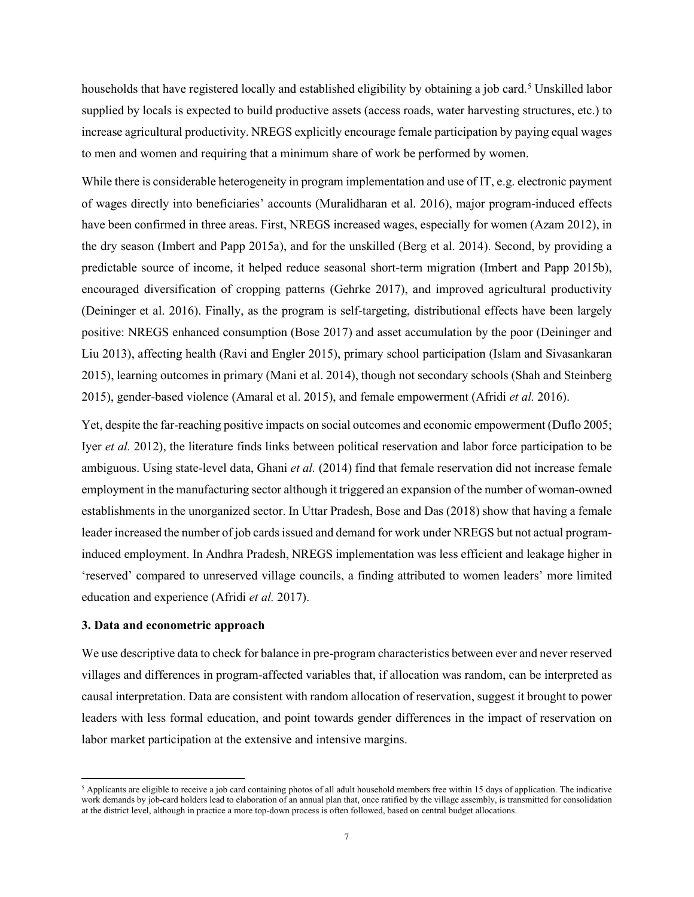households that have registered locally and established eligibility by obtaining a job card.[5] Unskilled labor supplied by locals is expected to build productive assets (access roads, water harvesting structures, etc.) to increase agricultural productivity. NREGS explicitly encourage female participation by paying equal wages to men and women and requiring that a minimum share of work be performed by women.

While there is considerable heterogeneity in program implementation and use of IT, e.g. electronic payment of wages directly into beneficiaries' accounts (Muralidharan et al. 2016), major program-induced effects have been confirmed in three areas. First, NREGS increased wages, especially for women (Azam 2012), in the dry season (Imbert and Papp 2015a), and for the unskilled (Berg et al. 2014). Second, by providing a predictable source of income, it helped reduce seasonal short-term migration (Imbert and Papp 2015b), encouraged diversification of cropping patterns (Gehrke 2017), and improved agricultural productivity (Deininger et al. 2016). Finally, as the program is self-targeting, distributional effects have been largely positive: NREGS enhanced consumption (Bose 2017) and asset accumulation by the poor (Deininger and Liu 2013), affecting health (Ravi and Engler 2015), primary school participation (Islam and Sivasankaran 2015), learning outcomes in primary (Mani et al. 2014), though not secondary schools (Shah and Steinberg 2015), gender-based violence (Amaral et al. 2015), and female empowerment (Afridi *et al.* 2016).

Yet, despite the far-reaching positive impacts on social outcomes and economic empowerment (Duflo 2005; Iyer *et al.* 2012), the literature finds links between political reservation and labor force participation to be ambiguous. Using state-level data, Ghani *et al.* (2014) find that female reservation did not increase female employment in the manufacturing sector although it triggered an expansion of the number of woman-owned establishments in the unorganized sector. In Uttar Pradesh, Bose and Das (2018) show that having a female leader increased the number of job cards issued and demand for work under NREGS but not actual program-induced employment. In Andhra Pradesh, NREGS implementation was less efficient and leakage higher in 'reserved' compared to unreserved village councils, a finding attributed to women leaders' more limited education and experience (Afridi *et al.* 2017).

### 3. Data and econometric approach

We use descriptive data to check for balance in pre-program characteristics between ever and never reserved villages and differences in program-affected variables that, if allocation was random, can be interpreted as causal interpretation. Data are consistent with random allocation of reservation, suggest it brought to power leaders with less formal education, and point towards gender differences in the impact of reservation on labor market participation at the extensive and intensive margins.

[5] Applicants are eligible to receive a job card containing photos of all adult household members free within 15 days of application. The indicative work demands by job-card holders lead to elaboration of an annual plan that, once ratified by the village assembly, is transmitted for consolidation at the district level, although in practice a more top-down process is often followed, based on central budget allocations.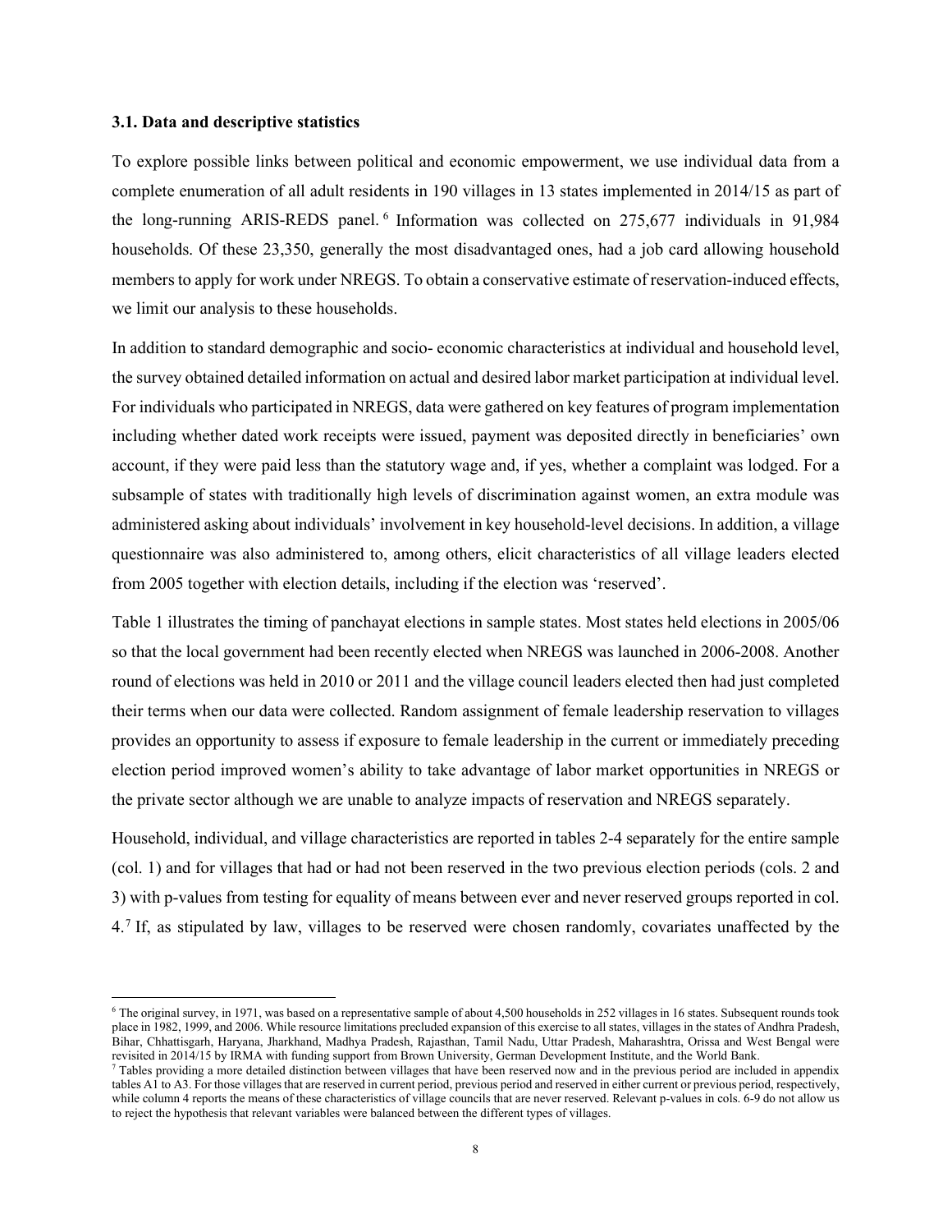### 3.1. Data and descriptive statistics

To explore possible links between political and economic empowerment, we use individual data from a complete enumeration of all adult residents in 190 villages in 13 states implemented in 2014/15 as part of the long-running ARIS-REDS panel.[6] Information was collected on 275,677 individuals in 91,984 households. Of these 23,350, generally the most disadvantaged ones, had a job card allowing household members to apply for work under NREGS. To obtain a conservative estimate of reservation-induced effects, we limit our analysis to these households.

In addition to standard demographic and socio- economic characteristics at individual and household level, the survey obtained detailed information on actual and desired labor market participation at individual level. For individuals who participated in NREGS, data were gathered on key features of program implementation including whether dated work receipts were issued, payment was deposited directly in beneficiaries' own account, if they were paid less than the statutory wage and, if yes, whether a complaint was lodged. For a subsample of states with traditionally high levels of discrimination against women, an extra module was administered asking about individuals' involvement in key household-level decisions. In addition, a village questionnaire was also administered to, among others, elicit characteristics of all village leaders elected from 2005 together with election details, including if the election was 'reserved'.

Table 1 illustrates the timing of panchayat elections in sample states. Most states held elections in 2005/06 so that the local government had been recently elected when NREGS was launched in 2006-2008. Another round of elections was held in 2010 or 2011 and the village council leaders elected then had just completed their terms when our data were collected. Random assignment of female leadership reservation to villages provides an opportunity to assess if exposure to female leadership in the current or immediately preceding election period improved women's ability to take advantage of labor market opportunities in NREGS or the private sector although we are unable to analyze impacts of reservation and NREGS separately.

Household, individual, and village characteristics are reported in tables 2-4 separately for the entire sample (col. 1) and for villages that had or had not been reserved in the two previous election periods (cols. 2 and 3) with p-values from testing for equality of means between ever and never reserved groups reported in col. 4.[7] If, as stipulated by law, villages to be reserved were chosen randomly, covariates unaffected by the

---

[6] The original survey, in 1971, was based on a representative sample of about 4,500 households in 252 villages in 16 states. Subsequent rounds took place in 1982, 1999, and 2006. While resource limitations precluded expansion of this exercise to all states, villages in the states of Andhra Pradesh, Bihar, Chhattisgarh, Haryana, Jharkhand, Madhya Pradesh, Rajasthan, Tamil Nadu, Uttar Pradesh, Maharashtra, Orissa and West Bengal were revisited in 2014/15 by IRMA with funding support from Brown University, German Development Institute, and the World Bank.

[7] Tables providing a more detailed distinction between villages that have been reserved now and in the previous period are included in appendix tables A1 to A3. For those villages that are reserved in current period, previous period and reserved in either current or previous period, respectively, while column 4 reports the means of these characteristics of village councils that are never reserved. Relevant p-values in cols. 6-9 do not allow us to reject the hypothesis that relevant variables were balanced between the different types of villages.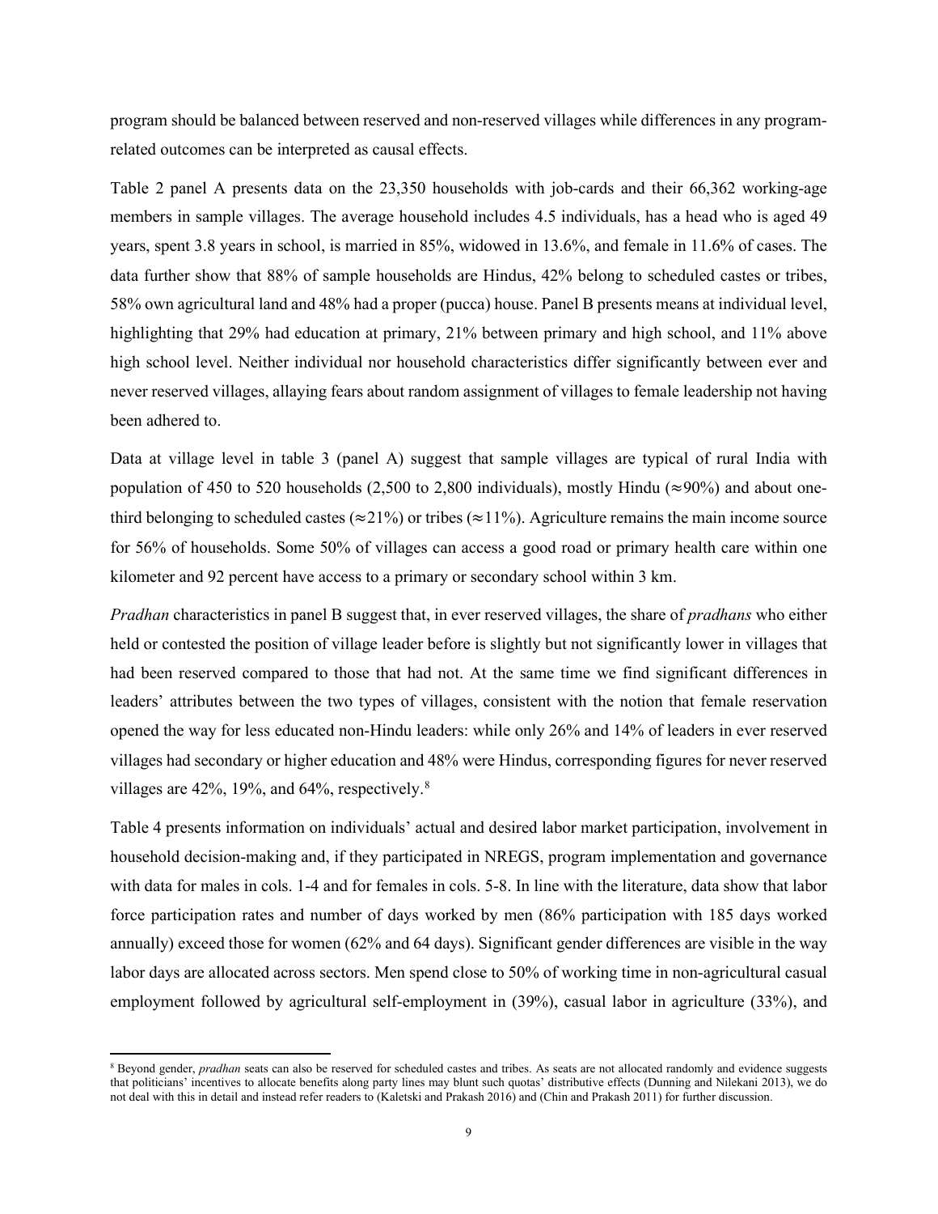program should be balanced between reserved and non-reserved villages while differences in any program-related outcomes can be interpreted as causal effects.

Table 2 panel A presents data on the 23,350 households with job-cards and their 66,362 working-age members in sample villages. The average household includes 4.5 individuals, has a head who is aged 49 years, spent 3.8 years in school, is married in 85%, widowed in 13.6%, and female in 11.6% of cases. The data further show that 88% of sample households are Hindus, 42% belong to scheduled castes or tribes, 58% own agricultural land and 48% had a proper (pucca) house. Panel B presents means at individual level, highlighting that 29% had education at primary, 21% between primary and high school, and 11% above high school level. Neither individual nor household characteristics differ significantly between ever and never reserved villages, allaying fears about random assignment of villages to female leadership not having been adhered to.

Data at village level in table 3 (panel A) suggest that sample villages are typical of rural India with population of 450 to 520 households (2,500 to 2,800 individuals), mostly Hindu (≈90%) and about one-third belonging to scheduled castes (≈21%) or tribes (≈11%). Agriculture remains the main income source for 56% of households. Some 50% of villages can access a good road or primary health care within one kilometer and 92 percent have access to a primary or secondary school within 3 km.

*Pradhan* characteristics in panel B suggest that, in ever reserved villages, the share of *pradhans* who either held or contested the position of village leader before is slightly but not significantly lower in villages that had been reserved compared to those that had not. At the same time we find significant differences in leaders' attributes between the two types of villages, consistent with the notion that female reservation opened the way for less educated non-Hindu leaders: while only 26% and 14% of leaders in ever reserved villages had secondary or higher education and 48% were Hindus, corresponding figures for never reserved villages are 42%, 19%, and 64%, respectively.[8]

Table 4 presents information on individuals' actual and desired labor market participation, involvement in household decision-making and, if they participated in NREGS, program implementation and governance with data for males in cols. 1-4 and for females in cols. 5-8. In line with the literature, data show that labor force participation rates and number of days worked by men (86% participation with 185 days worked annually) exceed those for women (62% and 64 days). Significant gender differences are visible in the way labor days are allocated across sectors. Men spend close to 50% of working time in non-agricultural casual employment followed by agricultural self-employment in (39%), casual labor in agriculture (33%), and

[8] Beyond gender, *pradhan* seats can also be reserved for scheduled castes and tribes. As seats are not allocated randomly and evidence suggests that politicians' incentives to allocate benefits along party lines may blunt such quotas' distributive effects (Dunning and Nilekani 2013), we do not deal with this in detail and instead refer readers to (Kaletski and Prakash 2016) and (Chin and Prakash 2011) for further discussion.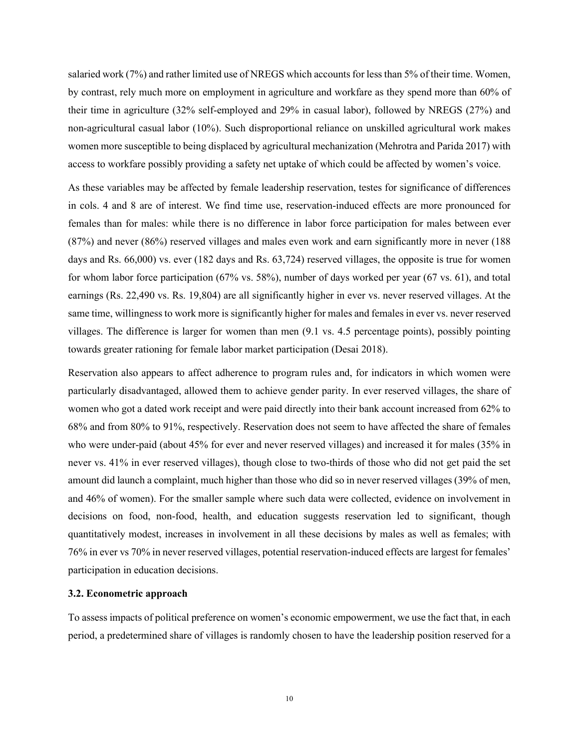salaried work (7%) and rather limited use of NREGS which accounts for less than 5% of their time. Women, by contrast, rely much more on employment in agriculture and workfare as they spend more than 60% of their time in agriculture (32% self-employed and 29% in casual labor), followed by NREGS (27%) and non-agricultural casual labor (10%). Such disproportional reliance on unskilled agricultural work makes women more susceptible to being displaced by agricultural mechanization (Mehrotra and Parida 2017) with access to workfare possibly providing a safety net uptake of which could be affected by women's voice.

As these variables may be affected by female leadership reservation, testes for significance of differences in cols. 4 and 8 are of interest. We find time use, reservation-induced effects are more pronounced for females than for males: while there is no difference in labor force participation for males between ever (87%) and never (86%) reserved villages and males even work and earn significantly more in never (188 days and Rs. 66,000) vs. ever (182 days and Rs. 63,724) reserved villages, the opposite is true for women for whom labor force participation (67% vs. 58%), number of days worked per year (67 vs. 61), and total earnings (Rs. 22,490 vs. Rs. 19,804) are all significantly higher in ever vs. never reserved villages. At the same time, willingness to work more is significantly higher for males and females in ever vs. never reserved villages. The difference is larger for women than men (9.1 vs. 4.5 percentage points), possibly pointing towards greater rationing for female labor market participation (Desai 2018).

Reservation also appears to affect adherence to program rules and, for indicators in which women were particularly disadvantaged, allowed them to achieve gender parity. In ever reserved villages, the share of women who got a dated work receipt and were paid directly into their bank account increased from 62% to 68% and from 80% to 91%, respectively. Reservation does not seem to have affected the share of females who were under-paid (about 45% for ever and never reserved villages) and increased it for males (35% in never vs. 41% in ever reserved villages), though close to two-thirds of those who did not get paid the set amount did launch a complaint, much higher than those who did so in never reserved villages (39% of men, and 46% of women). For the smaller sample where such data were collected, evidence on involvement in decisions on food, non-food, health, and education suggests reservation led to significant, though quantitatively modest, increases in involvement in all these decisions by males as well as females; with 76% in ever vs 70% in never reserved villages, potential reservation-induced effects are largest for females' participation in education decisions.

### 3.2. Econometric approach

To assess impacts of political preference on women's economic empowerment, we use the fact that, in each period, a predetermined share of villages is randomly chosen to have the leadership position reserved for a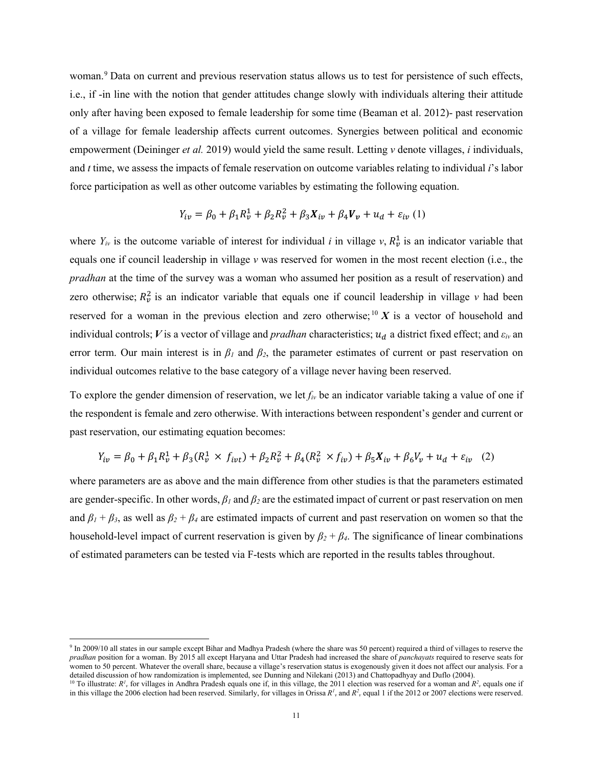woman.[9] Data on current and previous reservation status allows us to test for persistence of such effects, i.e., if -in line with the notion that gender attitudes change slowly with individuals altering their attitude only after having been exposed to female leadership for some time (Beaman et al. 2012)- past reservation of a village for female leadership affects current outcomes. Synergies between political and economic empowerment (Deininger *et al.* 2019) would yield the same result. Letting *v* denote villages, *i* individuals, and *t* time, we assess the impacts of female reservation on outcome variables relating to individual *i*'s labor force participation as well as other outcome variables by estimating the following equation.

$$Y_{iv} = \beta_0 + \beta_1 R_v^1 + \beta_2 R_v^2 + \beta_3 \boldsymbol{X}_{iv} + \beta_4 \boldsymbol{V}_v + u_d + \varepsilon_{iv} \quad (1)$$

where $Y_{iv}$ is the outcome variable of interest for individual *i* in village *v*, $R_v^1$ is an indicator variable that equals one if council leadership in village *v* was reserved for women in the most recent election (i.e., the *pradhan* at the time of the survey was a woman who assumed her position as a result of reservation) and zero otherwise; $R_v^2$ is an indicator variable that equals one if council leadership in village *v* had been reserved for a woman in the previous election and zero otherwise;[10] $\boldsymbol{X}$ is a vector of household and individual controls; $\boldsymbol{V}$ is a vector of village and *pradhan* characteristics; $u_d$ a district fixed effect; and $\varepsilon_{iv}$ an error term. Our main interest is in $\beta_1$ and $\beta_2$, the parameter estimates of current or past reservation on individual outcomes relative to the base category of a village never having been reserved.

To explore the gender dimension of reservation, we let $f_{iv}$ be an indicator variable taking a value of one if the respondent is female and zero otherwise. With interactions between respondent's gender and current or past reservation, our estimating equation becomes:

$$Y_{iv} = \beta_0 + \beta_1 R_v^1 + \beta_3 (R_v^1 \times f_{ivt}) + \beta_2 R_v^2 + \beta_4 (R_v^2 \times f_{iv}) + \beta_5 \boldsymbol{X}_{iv} + \beta_6 V_v + u_d + \varepsilon_{iv} \quad (2)$$

where parameters are as above and the main difference from other studies is that the parameters estimated are gender-specific. In other words, $\beta_1$ and $\beta_2$ are the estimated impact of current or past reservation on men and $\beta_1 + \beta_3$, as well as $\beta_2 + \beta_4$ are estimated impacts of current and past reservation on women so that the household-level impact of current reservation is given by $\beta_2 + \beta_4$. The significance of linear combinations of estimated parameters can be tested via F-tests which are reported in the results tables throughout.

---

[9] In 2009/10 all states in our sample except Bihar and Madhya Pradesh (where the share was 50 percent) required a third of villages to reserve the *pradhan* position for a woman. By 2015 all except Haryana and Uttar Pradesh had increased the share of *panchayats* required to reserve seats for women to 50 percent. Whatever the overall share, because a village's reservation status is exogenously given it does not affect our analysis. For a detailed discussion of how randomization is implemented, see Dunning and Nilekani (2013) and Chattopadhyay and Duflo (2004).

[10] To illustrate: $R^1_v$ for villages in Andhra Pradesh equals one if, in this village, the 2011 election was reserved for a woman and $R^2_v$ equals one if in this village the 2006 election had been reserved. Similarly, for villages in Orissa $R^1_v$ and $R^2_v$ equal 1 if the 2012 or 2007 elections were reserved.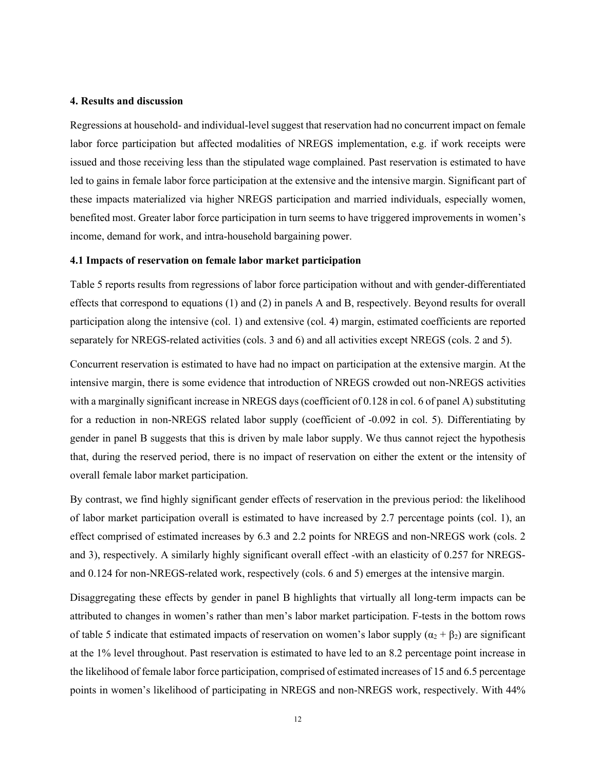### 4. Results and discussion

Regressions at household- and individual-level suggest that reservation had no concurrent impact on female labor force participation but affected modalities of NREGS implementation, e.g. if work receipts were issued and those receiving less than the stipulated wage complained. Past reservation is estimated to have led to gains in female labor force participation at the extensive and the intensive margin. Significant part of these impacts materialized via higher NREGS participation and married individuals, especially women, benefited most. Greater labor force participation in turn seems to have triggered improvements in women's income, demand for work, and intra-household bargaining power.

#### 4.1 Impacts of reservation on female labor market participation

Table 5 reports results from regressions of labor force participation without and with gender-differentiated effects that correspond to equations (1) and (2) in panels A and B, respectively. Beyond results for overall participation along the intensive (col. 1) and extensive (col. 4) margin, estimated coefficients are reported separately for NREGS-related activities (cols. 3 and 6) and all activities except NREGS (cols. 2 and 5).

Concurrent reservation is estimated to have had no impact on participation at the extensive margin. At the intensive margin, there is some evidence that introduction of NREGS crowded out non-NREGS activities with a marginally significant increase in NREGS days (coefficient of 0.128 in col. 6 of panel A) substituting for a reduction in non-NREGS related labor supply (coefficient of -0.092 in col. 5). Differentiating by gender in panel B suggests that this is driven by male labor supply. We thus cannot reject the hypothesis that, during the reserved period, there is no impact of reservation on either the extent or the intensity of overall female labor market participation.

By contrast, we find highly significant gender effects of reservation in the previous period: the likelihood of labor market participation overall is estimated to have increased by 2.7 percentage points (col. 1), an effect comprised of estimated increases by 6.3 and 2.2 points for NREGS and non-NREGS work (cols. 2 and 3), respectively. A similarly highly significant overall effect -with an elasticity of 0.257 for NREGS- and 0.124 for non-NREGS-related work, respectively (cols. 6 and 5) emerges at the intensive margin.

Disaggregating these effects by gender in panel B highlights that virtually all long-term impacts can be attributed to changes in women's rather than men's labor market participation. F-tests in the bottom rows of table 5 indicate that estimated impacts of reservation on women's labor supply ($\alpha_2 + \beta_2$) are significant at the 1% level throughout. Past reservation is estimated to have led to an 8.2 percentage point increase in the likelihood of female labor force participation, comprised of estimated increases of 15 and 6.5 percentage points in women's likelihood of participating in NREGS and non-NREGS work, respectively. With 44%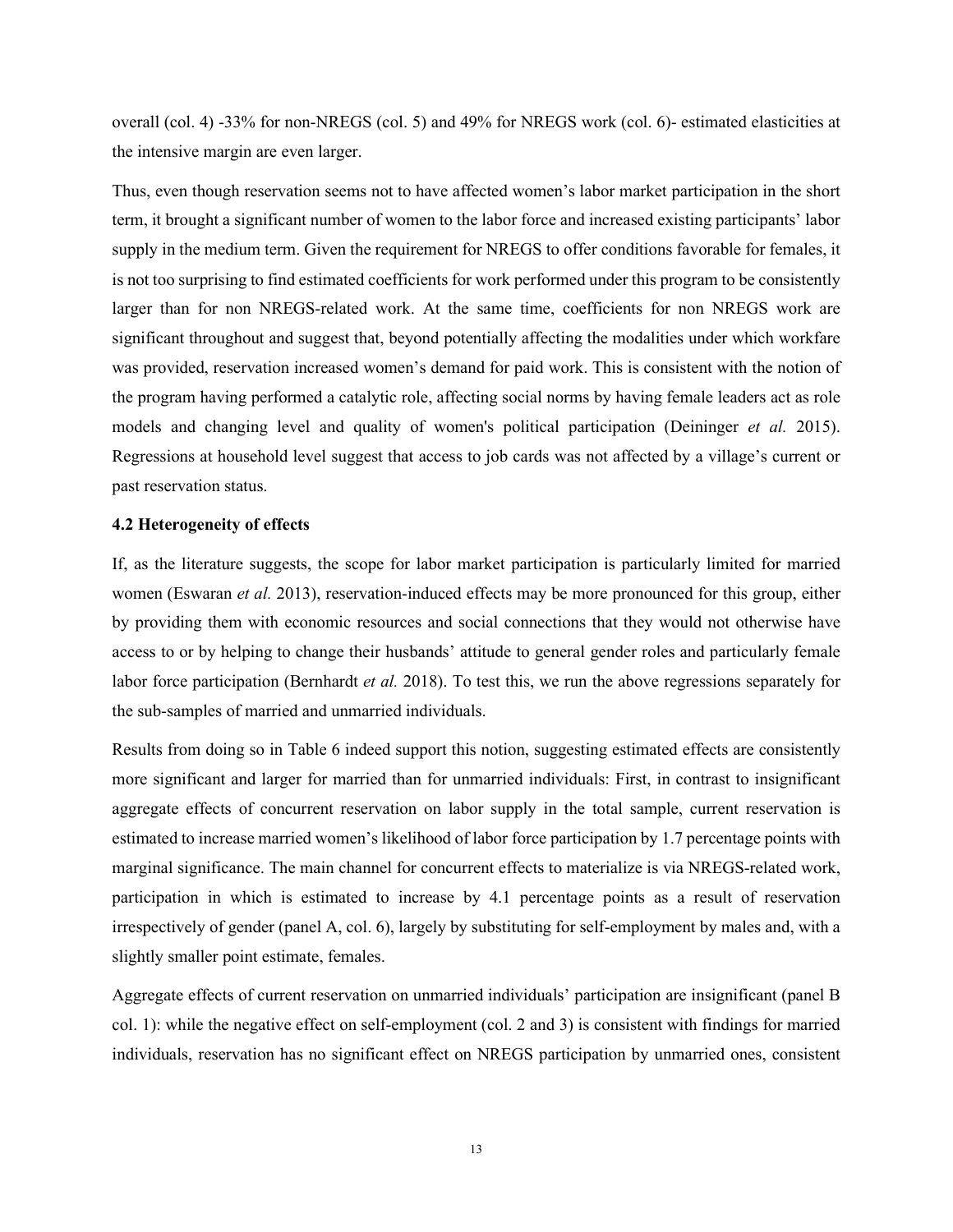overall (col. 4) -33% for non-NREGS (col. 5) and 49% for NREGS work (col. 6)- estimated elasticities at the intensive margin are even larger.

Thus, even though reservation seems not to have affected women's labor market participation in the short term, it brought a significant number of women to the labor force and increased existing participants' labor supply in the medium term. Given the requirement for NREGS to offer conditions favorable for females, it is not too surprising to find estimated coefficients for work performed under this program to be consistently larger than for non NREGS-related work. At the same time, coefficients for non NREGS work are significant throughout and suggest that, beyond potentially affecting the modalities under which workfare was provided, reservation increased women's demand for paid work. This is consistent with the notion of the program having performed a catalytic role, affecting social norms by having female leaders act as role models and changing level and quality of women's political participation (Deininger *et al.* 2015). Regressions at household level suggest that access to job cards was not affected by a village's current or past reservation status.

### 4.2 Heterogeneity of effects

If, as the literature suggests, the scope for labor market participation is particularly limited for married women (Eswaran *et al.* 2013), reservation-induced effects may be more pronounced for this group, either by providing them with economic resources and social connections that they would not otherwise have access to or by helping to change their husbands' attitude to general gender roles and particularly female labor force participation (Bernhardt *et al.* 2018). To test this, we run the above regressions separately for the sub-samples of married and unmarried individuals.

Results from doing so in Table 6 indeed support this notion, suggesting estimated effects are consistently more significant and larger for married than for unmarried individuals: First, in contrast to insignificant aggregate effects of concurrent reservation on labor supply in the total sample, current reservation is estimated to increase married women's likelihood of labor force participation by 1.7 percentage points with marginal significance. The main channel for concurrent effects to materialize is via NREGS-related work, participation in which is estimated to increase by 4.1 percentage points as a result of reservation irrespectively of gender (panel A, col. 6), largely by substituting for self-employment by males and, with a slightly smaller point estimate, females.

Aggregate effects of current reservation on unmarried individuals' participation are insignificant (panel B col. 1): while the negative effect on self-employment (col. 2 and 3) is consistent with findings for married individuals, reservation has no significant effect on NREGS participation by unmarried ones, consistent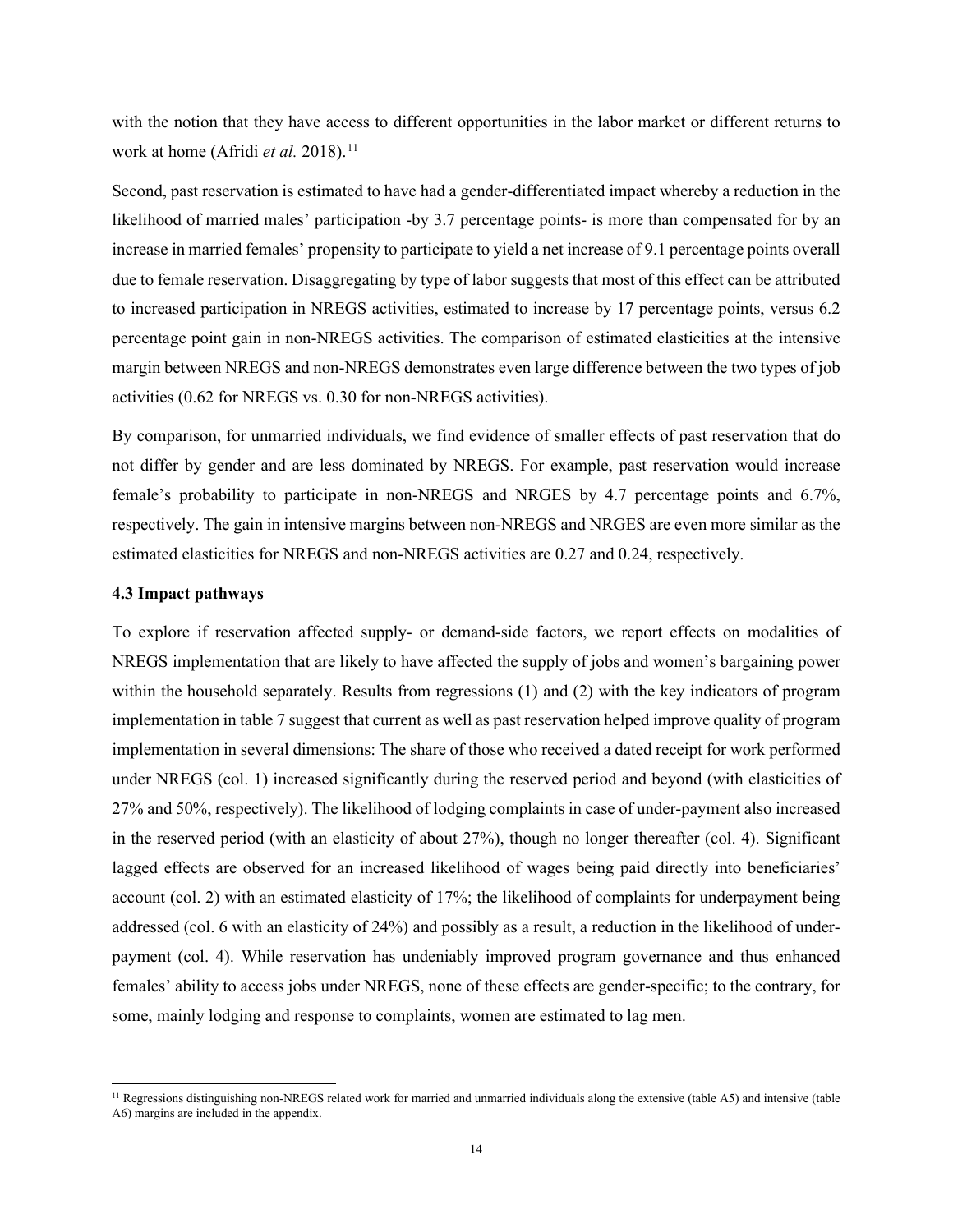with the notion that they have access to different opportunities in the labor market or different returns to work at home (Afridi *et al.* 2018).[11]

Second, past reservation is estimated to have had a gender-differentiated impact whereby a reduction in the likelihood of married males' participation -by 3.7 percentage points- is more than compensated for by an increase in married females' propensity to participate to yield a net increase of 9.1 percentage points overall due to female reservation. Disaggregating by type of labor suggests that most of this effect can be attributed to increased participation in NREGS activities, estimated to increase by 17 percentage points, versus 6.2 percentage point gain in non-NREGS activities. The comparison of estimated elasticities at the intensive margin between NREGS and non-NREGS demonstrates even large difference between the two types of job activities (0.62 for NREGS vs. 0.30 for non-NREGS activities).

By comparison, for unmarried individuals, we find evidence of smaller effects of past reservation that do not differ by gender and are less dominated by NREGS. For example, past reservation would increase female's probability to participate in non-NREGS and NRGES by 4.7 percentage points and 6.7%, respectively. The gain in intensive margins between non-NREGS and NRGES are even more similar as the estimated elasticities for NREGS and non-NREGS activities are 0.27 and 0.24, respectively.

### 4.3 Impact pathways

To explore if reservation affected supply- or demand-side factors, we report effects on modalities of NREGS implementation that are likely to have affected the supply of jobs and women's bargaining power within the household separately. Results from regressions (1) and (2) with the key indicators of program implementation in table 7 suggest that current as well as past reservation helped improve quality of program implementation in several dimensions: The share of those who received a dated receipt for work performed under NREGS (col. 1) increased significantly during the reserved period and beyond (with elasticities of 27% and 50%, respectively). The likelihood of lodging complaints in case of under-payment also increased in the reserved period (with an elasticity of about 27%), though no longer thereafter (col. 4). Significant lagged effects are observed for an increased likelihood of wages being paid directly into beneficiaries' account (col. 2) with an estimated elasticity of 17%; the likelihood of complaints for underpayment being addressed (col. 6 with an elasticity of 24%) and possibly as a result, a reduction in the likelihood of under-payment (col. 4). While reservation has undeniably improved program governance and thus enhanced females' ability to access jobs under NREGS, none of these effects are gender-specific; to the contrary, for some, mainly lodging and response to complaints, women are estimated to lag men.

[11] Regressions distinguishing non-NREGS related work for married and unmarried individuals along the extensive (table A5) and intensive (table A6) margins are included in the appendix.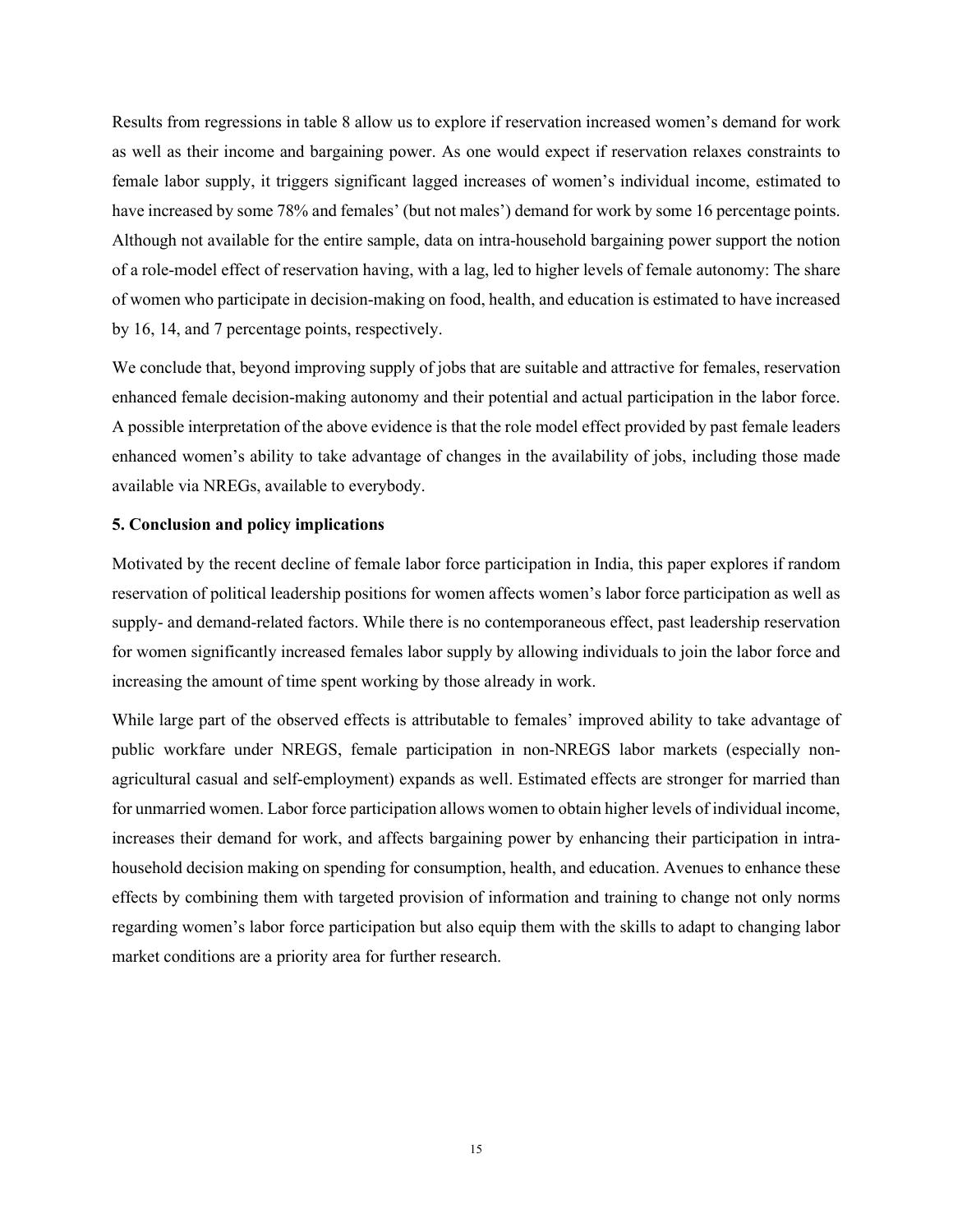Results from regressions in table 8 allow us to explore if reservation increased women's demand for work as well as their income and bargaining power. As one would expect if reservation relaxes constraints to female labor supply, it triggers significant lagged increases of women's individual income, estimated to have increased by some 78% and females' (but not males') demand for work by some 16 percentage points. Although not available for the entire sample, data on intra-household bargaining power support the notion of a role-model effect of reservation having, with a lag, led to higher levels of female autonomy: The share of women who participate in decision-making on food, health, and education is estimated to have increased by 16, 14, and 7 percentage points, respectively.

We conclude that, beyond improving supply of jobs that are suitable and attractive for females, reservation enhanced female decision-making autonomy and their potential and actual participation in the labor force. A possible interpretation of the above evidence is that the role model effect provided by past female leaders enhanced women's ability to take advantage of changes in the availability of jobs, including those made available via NREGs, available to everybody.

## 5. Conclusion and policy implications

Motivated by the recent decline of female labor force participation in India, this paper explores if random reservation of political leadership positions for women affects women's labor force participation as well as supply- and demand-related factors. While there is no contemporaneous effect, past leadership reservation for women significantly increased females labor supply by allowing individuals to join the labor force and increasing the amount of time spent working by those already in work.

While large part of the observed effects is attributable to females' improved ability to take advantage of public workfare under NREGS, female participation in non-NREGS labor markets (especially non-agricultural casual and self-employment) expands as well. Estimated effects are stronger for married than for unmarried women. Labor force participation allows women to obtain higher levels of individual income, increases their demand for work, and affects bargaining power by enhancing their participation in intra-household decision making on spending for consumption, health, and education. Avenues to enhance these effects by combining them with targeted provision of information and training to change not only norms regarding women's labor force participation but also equip them with the skills to adapt to changing labor market conditions are a priority area for further research.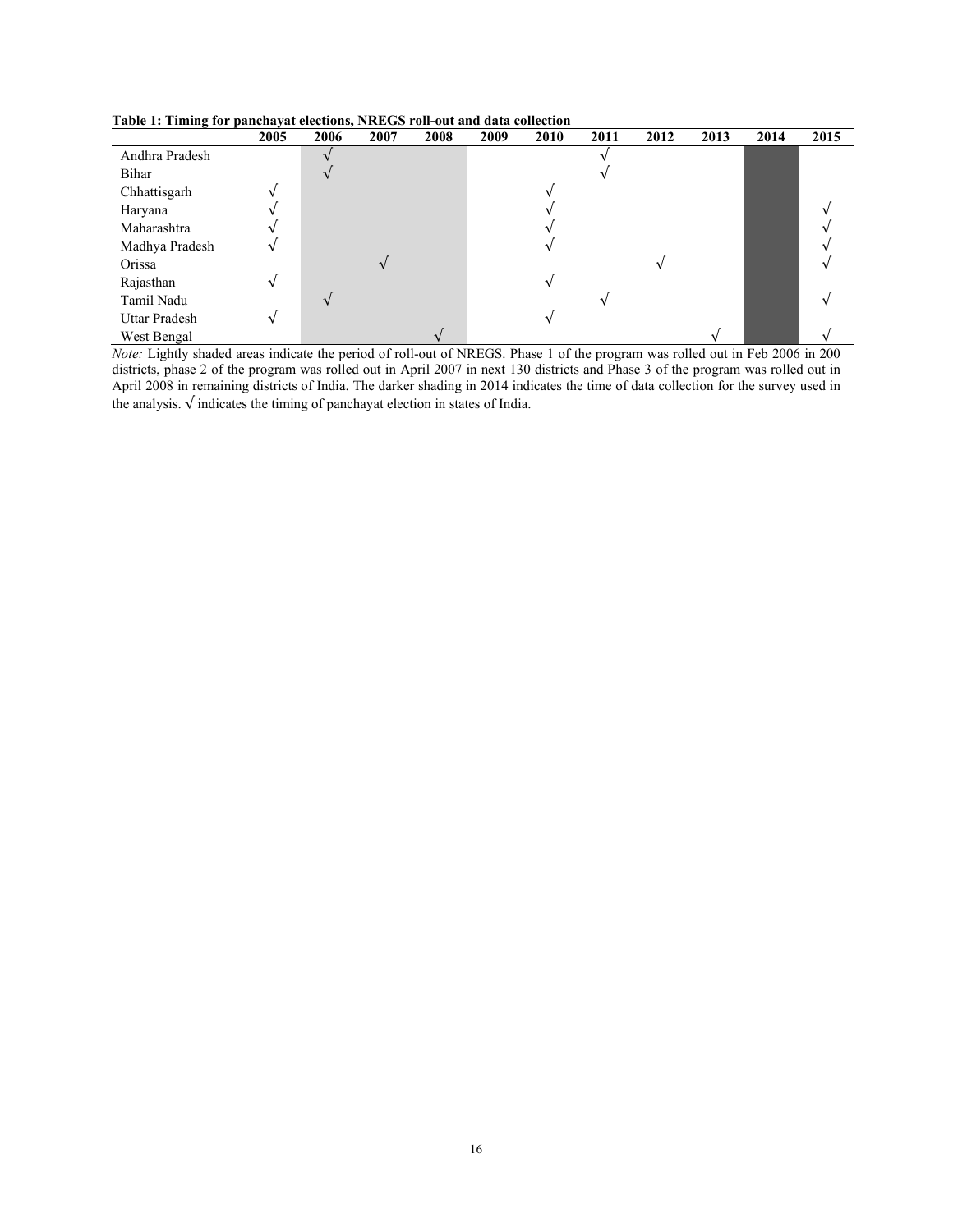**Table 1: Timing for panchayat elections, NREGS roll-out and data collection**

| | 2005 | 2006 | 2007 | 2008 | 2009 | 2010 | 2011 | 2012 | 2013 | 2014 | 2015 |
|---|---|---|---|---|---|---|---|---|---|---|---|
| Andhra Pradesh | | √ | | | | | √ | | | | |
| Bihar | | √ | | | | | √ | | | | |
| Chhattisgarh | √ | | | | | √ | | | | | |
| Haryana | √ | | | | | √ | | | | | √ |
| Maharashtra | √ | | | | | √ | | | | | √ |
| Madhya Pradesh | √ | | | | | √ | | | | | √ |
| Orissa | | | √ | | | | | √ | | | √ |
| Rajasthan | √ | | | | | √ | | | | | |
| Tamil Nadu | | √ | | | | | √ | | | | √ |
| Uttar Pradesh | √ | | | | | √ | | | | | |
| West Bengal | | | | √ | | | | | √ | | √ |

*Note:* Lightly shaded areas indicate the period of roll-out of NREGS. Phase 1 of the program was rolled out in Feb 2006 in 200 districts, phase 2 of the program was rolled out in April 2007 in next 130 districts and Phase 3 of the program was rolled out in April 2008 in remaining districts of India. The darker shading in 2014 indicates the time of data collection for the survey used in the analysis. √ indicates the timing of panchayat election in states of India.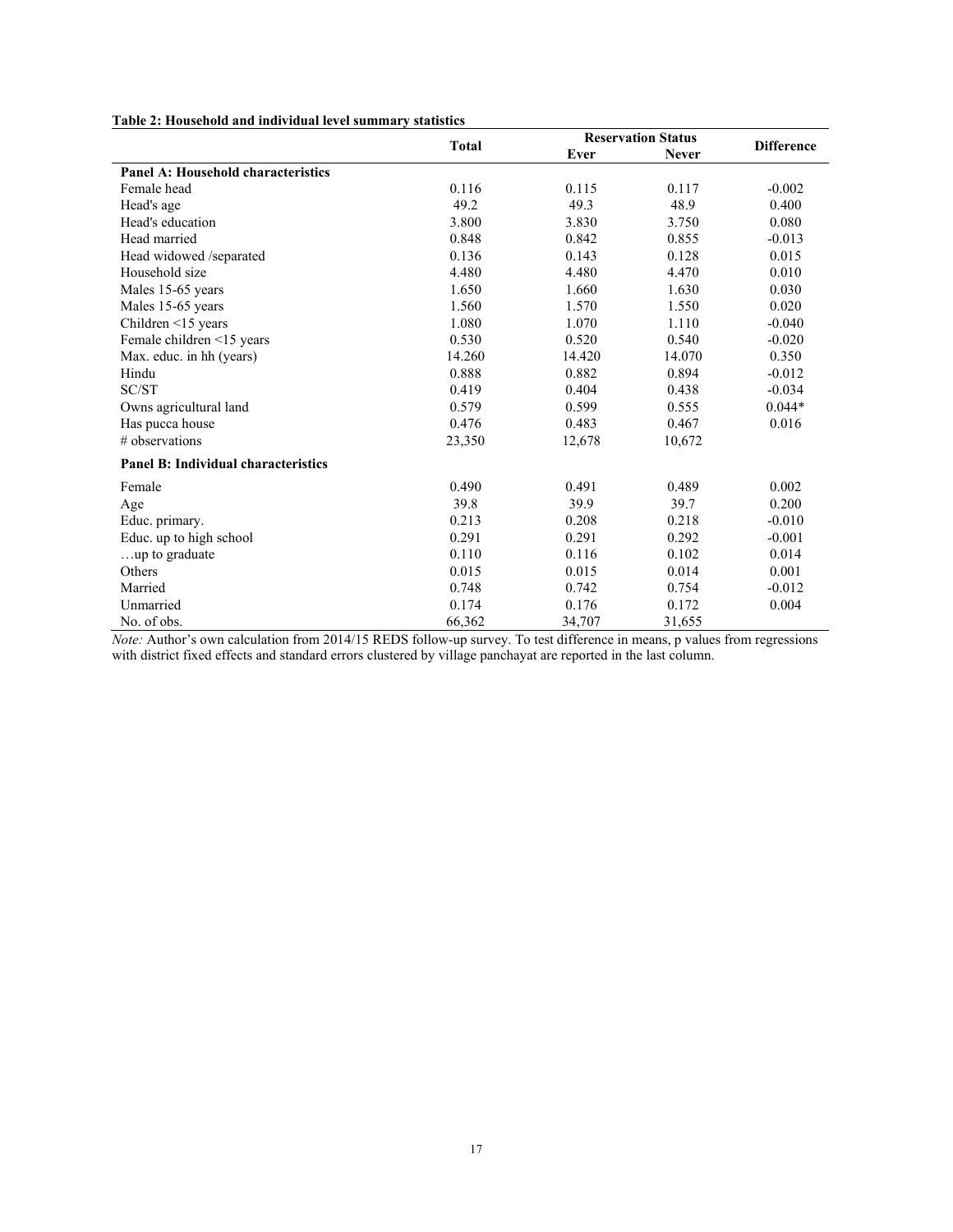**Table 2: Household and individual level summary statistics**

| | Total | Reservation Status | | Difference |
|---|---|---|---|---|
| | | Ever | Never | |
| **Panel A: Household characteristics** | | | | |
| Female head | 0.116 | 0.115 | 0.117 | -0.002 |
| Head's age | 49.2 | 49.3 | 48.9 | 0.400 |
| Head's education | 3.800 | 3.830 | 3.750 | 0.080 |
| Head married | 0.848 | 0.842 | 0.855 | -0.013 |
| Head widowed /separated | 0.136 | 0.143 | 0.128 | 0.015 |
| Household size | 4.480 | 4.480 | 4.470 | 0.010 |
| Males 15-65 years | 1.650 | 1.660 | 1.630 | 0.030 |
| Males 15-65 years | 1.560 | 1.570 | 1.550 | 0.020 |
| Children <15 years | 1.080 | 1.070 | 1.110 | -0.040 |
| Female children <15 years | 0.530 | 0.520 | 0.540 | -0.020 |
| Max. educ. in hh (years) | 14.260 | 14.420 | 14.070 | 0.350 |
| Hindu | 0.888 | 0.882 | 0.894 | -0.012 |
| SC/ST | 0.419 | 0.404 | 0.438 | -0.034 |
| Owns agricultural land | 0.579 | 0.599 | 0.555 | 0.044* |
| Has pucca house | 0.476 | 0.483 | 0.467 | 0.016 |
| # observations | 23,350 | 12,678 | 10,672 | |
| **Panel B: Individual characteristics** | | | | |
| Female | 0.490 | 0.491 | 0.489 | 0.002 |
| Age | 39.8 | 39.9 | 39.7 | 0.200 |
| Educ. primary. | 0.213 | 0.208 | 0.218 | -0.010 |
| Educ. up to high school | 0.291 | 0.291 | 0.292 | -0.001 |
| …up to graduate | 0.110 | 0.116 | 0.102 | 0.014 |
| Others | 0.015 | 0.015 | 0.014 | 0.001 |
| Married | 0.748 | 0.742 | 0.754 | -0.012 |
| Unmarried | 0.174 | 0.176 | 0.172 | 0.004 |
| No. of obs. | 66,362 | 34,707 | 31,655 | |

*Note:* Author's own calculation from 2014/15 REDS follow-up survey. To test difference in means, p values from regressions with district fixed effects and standard errors clustered by village panchayat are reported in the last column.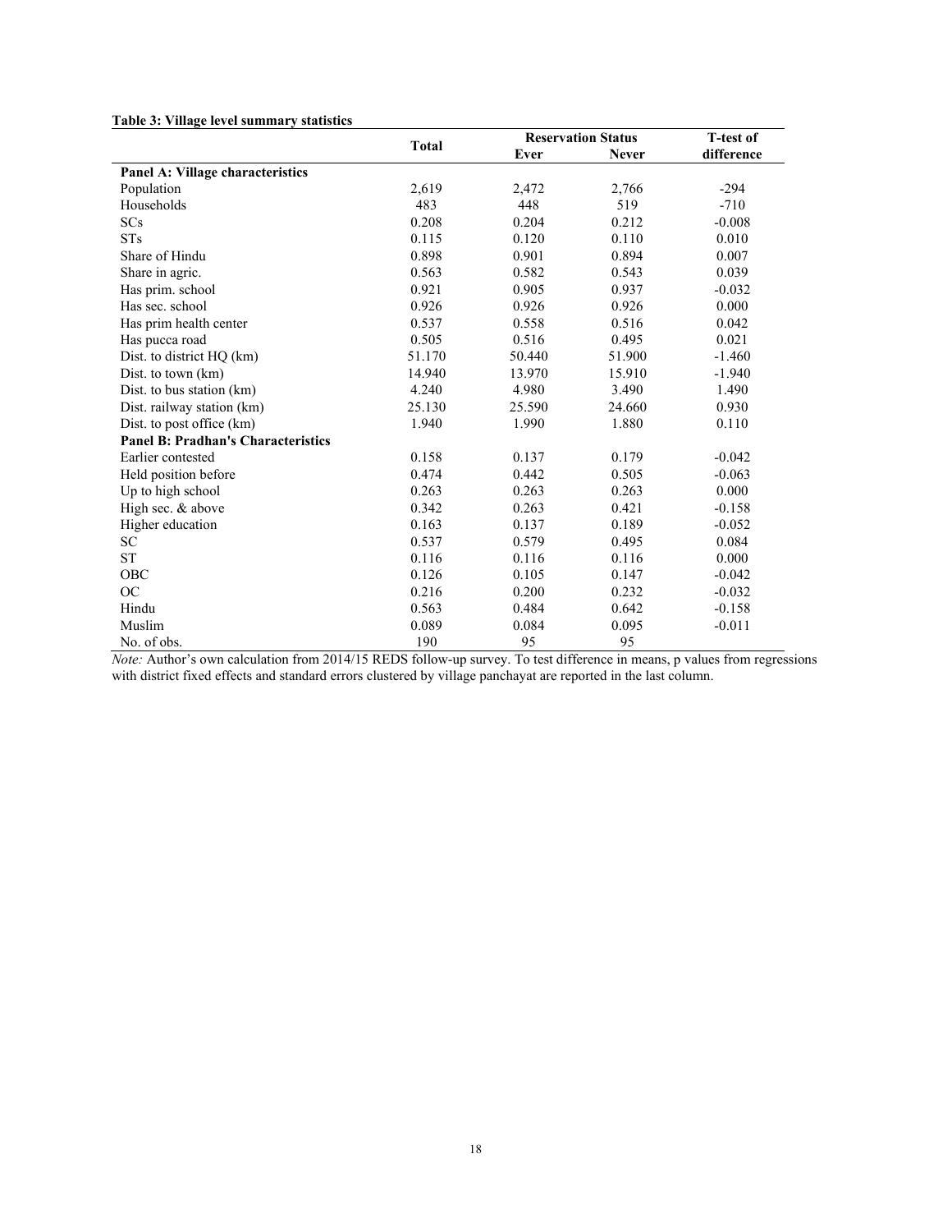**Table 3: Village level summary statistics**

| | Total | Reservation Status | | T-test of difference |
|---|---|---|---|---|
| | | Ever | Never | |
| **Panel A: Village characteristics** | | | | |
| Population | 2,619 | 2,472 | 2,766 | -294 |
| Households | 483 | 448 | 519 | -710 |
| SCs | 0.208 | 0.204 | 0.212 | -0.008 |
| STs | 0.115 | 0.120 | 0.110 | 0.010 |
| Share of Hindu | 0.898 | 0.901 | 0.894 | 0.007 |
| Share in agric. | 0.563 | 0.582 | 0.543 | 0.039 |
| Has prim. school | 0.921 | 0.905 | 0.937 | -0.032 |
| Has sec. school | 0.926 | 0.926 | 0.926 | 0.000 |
| Has prim health center | 0.537 | 0.558 | 0.516 | 0.042 |
| Has pucca road | 0.505 | 0.516 | 0.495 | 0.021 |
| Dist. to district HQ (km) | 51.170 | 50.440 | 51.900 | -1.460 |
| Dist. to town (km) | 14.940 | 13.970 | 15.910 | -1.940 |
| Dist. to bus station (km) | 4.240 | 4.980 | 3.490 | 1.490 |
| Dist. railway station (km) | 25.130 | 25.590 | 24.660 | 0.930 |
| Dist. to post office (km) | 1.940 | 1.990 | 1.880 | 0.110 |
| **Panel B: Pradhan's Characteristics** | | | | |
| Earlier contested | 0.158 | 0.137 | 0.179 | -0.042 |
| Held position before | 0.474 | 0.442 | 0.505 | -0.063 |
| Up to high school | 0.263 | 0.263 | 0.263 | 0.000 |
| High sec. & above | 0.342 | 0.263 | 0.421 | -0.158 |
| Higher education | 0.163 | 0.137 | 0.189 | -0.052 |
| SC | 0.537 | 0.579 | 0.495 | 0.084 |
| ST | 0.116 | 0.116 | 0.116 | 0.000 |
| OBC | 0.126 | 0.105 | 0.147 | -0.042 |
| OC | 0.216 | 0.200 | 0.232 | -0.032 |
| Hindu | 0.563 | 0.484 | 0.642 | -0.158 |
| Muslim | 0.089 | 0.084 | 0.095 | -0.011 |
| No. of obs. | 190 | 95 | 95 | |

*Note:* Author's own calculation from 2014/15 REDS follow-up survey. To test difference in means, p values from regressions with district fixed effects and standard errors clustered by village panchayat are reported in the last column.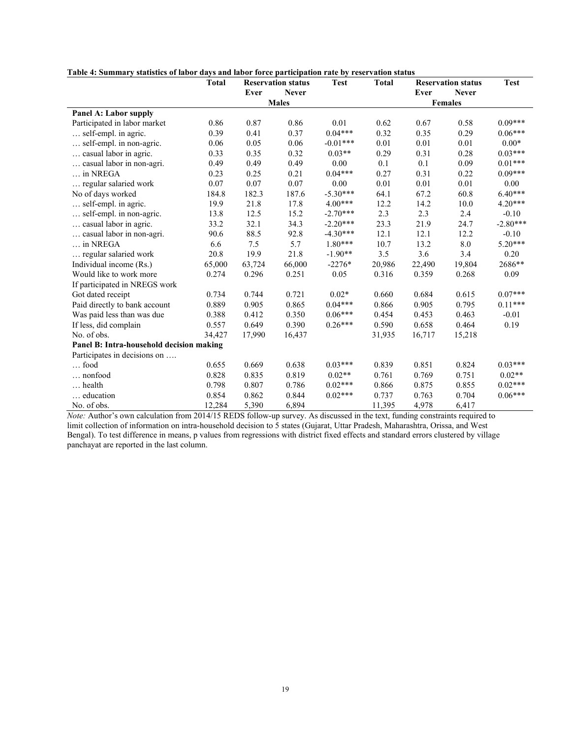**Table 4: Summary statistics of labor days and labor force participation rate by reservation status**

| | Total | Reservation status | | Test | Total | Reservation status | | Test |
|---|---|---|---|---|---|---|---|---|
| | | Ever | Never | | | Ever | Never | |
| | | Males | | | | Females | | |
| **Panel A: Labor supply** | | | | | | | | |
| Participated in labor market | 0.86 | 0.87 | 0.86 | 0.01 | 0.62 | 0.67 | 0.58 | 0.09*** |
| … self-empl. in agric. | 0.39 | 0.41 | 0.37 | 0.04*** | 0.32 | 0.35 | 0.29 | 0.06*** |
| … self-empl. in non-agric. | 0.06 | 0.05 | 0.06 | -0.01*** | 0.01 | 0.01 | 0.01 | 0.00* |
| … casual labor in agric. | 0.33 | 0.35 | 0.32 | 0.03** | 0.29 | 0.31 | 0.28 | 0.03*** |
| … casual labor in non-agri. | 0.49 | 0.49 | 0.49 | 0.00 | 0.1 | 0.1 | 0.09 | 0.01*** |
| … in NREGA | 0.23 | 0.25 | 0.21 | 0.04*** | 0.27 | 0.31 | 0.22 | 0.09*** |
| … regular salaried work | 0.07 | 0.07 | 0.07 | 0.00 | 0.01 | 0.01 | 0.01 | 0.00 |
| No of days worked | 184.8 | 182.3 | 187.6 | -5.30*** | 64.1 | 67.2 | 60.8 | 6.40*** |
| … self-empl. in agric. | 19.9 | 21.8 | 17.8 | 4.00*** | 12.2 | 14.2 | 10.0 | 4.20*** |
| … self-empl. in non-agric. | 13.8 | 12.5 | 15.2 | -2.70*** | 2.3 | 2.3 | 2.4 | -0.10 |
| … casual labor in agric. | 33.2 | 32.1 | 34.3 | -2.20*** | 23.3 | 21.9 | 24.7 | -2.80*** |
| … casual labor in non-agri. | 90.6 | 88.5 | 92.8 | -4.30*** | 12.1 | 12.1 | 12.2 | -0.10 |
| … in NREGA | 6.6 | 7.5 | 5.7 | 1.80*** | 10.7 | 13.2 | 8.0 | 5.20*** |
| … regular salaried work | 20.8 | 19.9 | 21.8 | -1.90** | 3.5 | 3.6 | 3.4 | 0.20 |
| Individual income (Rs.) | 65,000 | 63,724 | 66,000 | -2276* | 20,986 | 22,490 | 19,804 | 2686** |
| Would like to work more | 0.274 | 0.296 | 0.251 | 0.05 | 0.316 | 0.359 | 0.268 | 0.09 |
| If participated in NREGS work | | | | | | | | |
| Got dated receipt | 0.734 | 0.744 | 0.721 | 0.02* | 0.660 | 0.684 | 0.615 | 0.07*** |
| Paid directly to bank account | 0.889 | 0.905 | 0.865 | 0.04*** | 0.866 | 0.905 | 0.795 | 0.11*** |
| Was paid less than was due | 0.388 | 0.412 | 0.350 | 0.06*** | 0.454 | 0.453 | 0.463 | -0.01 |
| If less, did complain | 0.557 | 0.649 | 0.390 | 0.26*** | 0.590 | 0.658 | 0.464 | 0.19 |
| No. of obs. | 34,427 | 17,990 | 16,437 | | 31,935 | 16,717 | 15,218 | |
| **Panel B: Intra-household decision making** | | | | | | | | |
| Participates in decisions on …. | | | | | | | | |
| … food | 0.655 | 0.669 | 0.638 | 0.03*** | 0.839 | 0.851 | 0.824 | 0.03*** |
| … nonfood | 0.828 | 0.835 | 0.819 | 0.02** | 0.761 | 0.769 | 0.751 | 0.02** |
| … health | 0.798 | 0.807 | 0.786 | 0.02*** | 0.866 | 0.875 | 0.855 | 0.02*** |
| … education | 0.854 | 0.862 | 0.844 | 0.02*** | 0.737 | 0.763 | 0.704 | 0.06*** |
| No. of obs. | 12,284 | 5,390 | 6,894 | | 11,395 | 4,978 | 6,417 | |

*Note:* Author's own calculation from 2014/15 REDS follow-up survey. As discussed in the text, funding constraints required to limit collection of information on intra-household decision to 5 states (Gujarat, Uttar Pradesh, Maharashtra, Orissa, and West Bengal). To test difference in means, p values from regressions with district fixed effects and standard errors clustered by village panchayat are reported in the last column.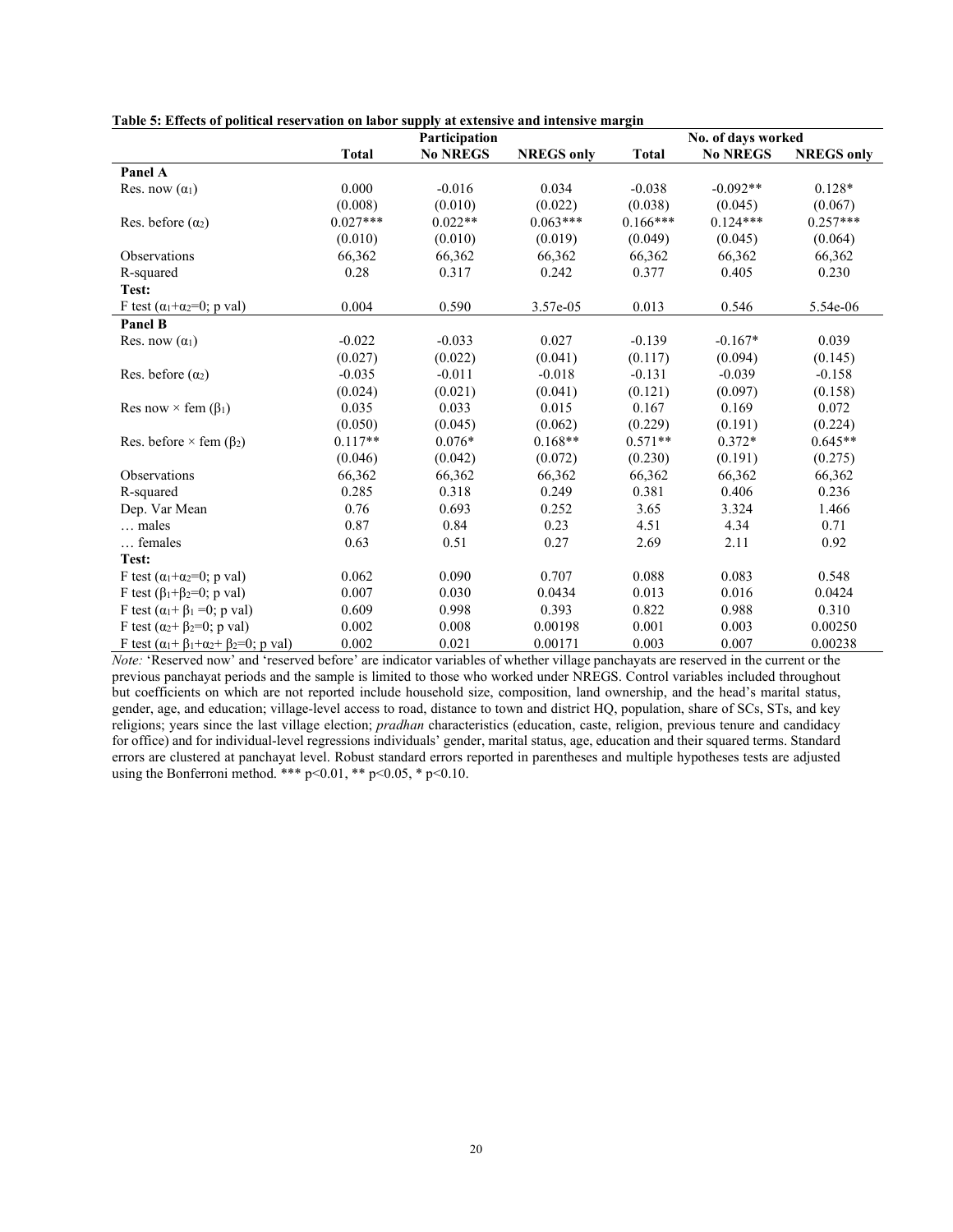**Table 5: Effects of political reservation on labor supply at extensive and intensive margin**

| | Participation | | | No. of days worked | | |
|---|---|---|---|---|---|---|
| | **Total** | **No NREGS** | **NREGS only** | **Total** | **No NREGS** | **NREGS only** |
| **Panel A** | | | | | | |
| Res. now ($\alpha_1$) | 0.000 | -0.016 | 0.034 | -0.038 | -0.092** | 0.128* |
| | (0.008) | (0.010) | (0.022) | (0.038) | (0.045) | (0.067) |
| Res. before ($\alpha_2$) | 0.027*** | 0.022** | 0.063*** | 0.166*** | 0.124*** | 0.257*** |
| | (0.010) | (0.010) | (0.019) | (0.049) | (0.045) | (0.064) |
| Observations | 66,362 | 66,362 | 66,362 | 66,362 | 66,362 | 66,362 |
| R-squared | 0.28 | 0.317 | 0.242 | 0.377 | 0.405 | 0.230 |
| **Test:** | | | | | | |
| F test ($\alpha_1$+$\alpha_2$=0; p val) | 0.004 | 0.590 | 3.57e-05 | 0.013 | 0.546 | 5.54e-06 |
| **Panel B** | | | | | | |
| Res. now ($\alpha_1$) | -0.022 | -0.033 | 0.027 | -0.139 | -0.167* | 0.039 |
| | (0.027) | (0.022) | (0.041) | (0.117) | (0.094) | (0.145) |
| Res. before ($\alpha_2$) | -0.035 | -0.011 | -0.018 | -0.131 | -0.039 | -0.158 |
| | (0.024) | (0.021) | (0.041) | (0.121) | (0.097) | (0.158) |
| Res now × fem ($\beta_1$) | 0.035 | 0.033 | 0.015 | 0.167 | 0.169 | 0.072 |
| | (0.050) | (0.045) | (0.062) | (0.229) | (0.191) | (0.224) |
| Res. before × fem ($\beta_2$) | 0.117** | 0.076* | 0.168** | 0.571** | 0.372* | 0.645** |
| | (0.046) | (0.042) | (0.072) | (0.230) | (0.191) | (0.275) |
| Observations | 66,362 | 66,362 | 66,362 | 66,362 | 66,362 | 66,362 |
| R-squared | 0.285 | 0.318 | 0.249 | 0.381 | 0.406 | 0.236 |
| Dep. Var Mean | 0.76 | 0.693 | 0.252 | 3.65 | 3.324 | 1.466 |
| … males | 0.87 | 0.84 | 0.23 | 4.51 | 4.34 | 0.71 |
| … females | 0.63 | 0.51 | 0.27 | 2.69 | 2.11 | 0.92 |
| **Test:** | | | | | | |
| F test ($\alpha_1$+$\alpha_2$=0; p val) | 0.062 | 0.090 | 0.707 | 0.088 | 0.083 | 0.548 |
| F test ($\beta_1$+$\beta_2$=0; p val) | 0.007 | 0.030 | 0.0434 | 0.013 | 0.016 | 0.0424 |
| F test ($\alpha_1$+ $\beta_1$ =0; p val) | 0.609 | 0.998 | 0.393 | 0.822 | 0.988 | 0.310 |
| F test ($\alpha_2$+ $\beta_2$=0; p val) | 0.002 | 0.008 | 0.00198 | 0.001 | 0.003 | 0.00250 |
| F test ($\alpha_1$+ $\beta_1$+$\alpha_2$+ $\beta_2$=0; p val) | 0.002 | 0.021 | 0.00171 | 0.003 | 0.007 | 0.00238 |

*Note:* 'Reserved now' and 'reserved before' are indicator variables of whether village panchayats are reserved in the current or the previous panchayat periods and the sample is limited to those who worked under NREGS. Control variables included throughout but coefficients on which are not reported include household size, composition, land ownership, and the head's marital status, gender, age, and education; village-level access to road, distance to town and district HQ, population, share of SCs, STs, and key religions; years since the last village election; *pradhan* characteristics (education, caste, religion, previous tenure and candidacy for office) and for individual-level regressions individuals' gender, marital status, age, education and their squared terms. Standard errors are clustered at panchayat level. Robust standard errors reported in parentheses and multiple hypotheses tests are adjusted using the Bonferroni method. *** p<0.01, ** p<0.05, * p<0.10.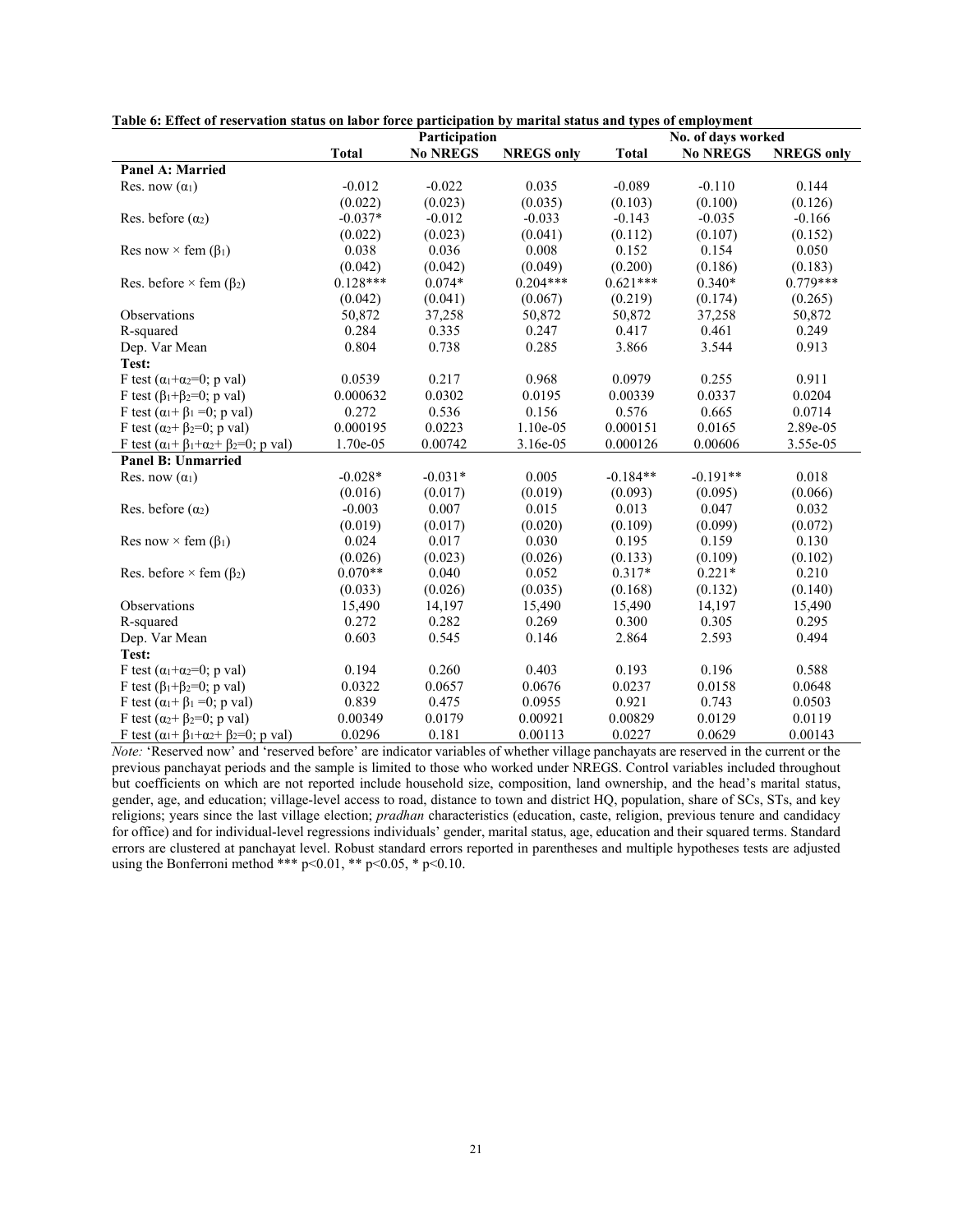**Table 6: Effect of reservation status on labor force participation by marital status and types of employment**

| | Participation | | | No. of days worked | | |
|---|---|---|---|---|---|---|
| | **Total** | **No NREGS** | **NREGS only** | **Total** | **No NREGS** | **NREGS only** |
| **Panel A: Married** | | | | | | |
| Res. now ($\alpha_1$) | -0.012 | -0.022 | 0.035 | -0.089 | -0.110 | 0.144 |
| | (0.022) | (0.023) | (0.035) | (0.103) | (0.100) | (0.126) |
| Res. before ($\alpha_2$) | -0.037* | -0.012 | -0.033 | -0.143 | -0.035 | -0.166 |
| | (0.022) | (0.023) | (0.041) | (0.112) | (0.107) | (0.152) |
| Res now × fem ($\beta_1$) | 0.038 | 0.036 | 0.008 | 0.152 | 0.154 | 0.050 |
| | (0.042) | (0.042) | (0.049) | (0.200) | (0.186) | (0.183) |
| Res. before × fem ($\beta_2$) | 0.128*** | 0.074* | 0.204*** | 0.621*** | 0.340* | 0.779*** |
| | (0.042) | (0.041) | (0.067) | (0.219) | (0.174) | (0.265) |
| Observations | 50,872 | 37,258 | 50,872 | 50,872 | 37,258 | 50,872 |
| R-squared | 0.284 | 0.335 | 0.247 | 0.417 | 0.461 | 0.249 |
| Dep. Var Mean | 0.804 | 0.738 | 0.285 | 3.866 | 3.544 | 0.913 |
| **Test:** | | | | | | |
| F test ($\alpha_1+\alpha_2=0$; p val) | 0.0539 | 0.217 | 0.968 | 0.0979 | 0.255 | 0.911 |
| F test ($\beta_1+\beta_2=0$; p val) | 0.000632 | 0.0302 | 0.0195 | 0.00339 | 0.0337 | 0.0204 |
| F test ($\alpha_1+\beta_1=0$; p val) | 0.272 | 0.536 | 0.156 | 0.576 | 0.665 | 0.0714 |
| F test ($\alpha_2+\beta_2=0$; p val) | 0.000195 | 0.0223 | 1.10e-05 | 0.000151 | 0.0165 | 2.89e-05 |
| F test ($\alpha_1+\beta_1+\alpha_2+\beta_2=0$; p val) | 1.70e-05 | 0.00742 | 3.16e-05 | 0.000126 | 0.00606 | 3.55e-05 |
| **Panel B: Unmarried** | | | | | | |
| Res. now ($\alpha_1$) | -0.028* | -0.031* | 0.005 | -0.184** | -0.191** | 0.018 |
| | (0.016) | (0.017) | (0.019) | (0.093) | (0.095) | (0.066) |
| Res. before ($\alpha_2$) | -0.003 | 0.007 | 0.015 | 0.013 | 0.047 | 0.032 |
| | (0.019) | (0.017) | (0.020) | (0.109) | (0.099) | (0.072) |
| Res now × fem ($\beta_1$) | 0.024 | 0.017 | 0.030 | 0.195 | 0.159 | 0.130 |
| | (0.026) | (0.023) | (0.026) | (0.133) | (0.109) | (0.102) |
| Res. before × fem ($\beta_2$) | 0.070** | 0.040 | 0.052 | 0.317* | 0.221* | 0.210 |
| | (0.033) | (0.026) | (0.035) | (0.168) | (0.132) | (0.140) |
| Observations | 15,490 | 14,197 | 15,490 | 15,490 | 14,197 | 15,490 |
| R-squared | 0.272 | 0.282 | 0.269 | 0.300 | 0.305 | 0.295 |
| Dep. Var Mean | 0.603 | 0.545 | 0.146 | 2.864 | 2.593 | 0.494 |
| **Test:** | | | | | | |
| F test ($\alpha_1+\alpha_2=0$; p val) | 0.194 | 0.260 | 0.403 | 0.193 | 0.196 | 0.588 |
| F test ($\beta_1+\beta_2=0$; p val) | 0.0322 | 0.0657 | 0.0676 | 0.0237 | 0.0158 | 0.0648 |
| F test ($\alpha_1+\beta_1=0$; p val) | 0.839 | 0.475 | 0.0955 | 0.921 | 0.743 | 0.0503 |
| F test ($\alpha_2+\beta_2=0$; p val) | 0.00349 | 0.0179 | 0.00921 | 0.00829 | 0.0129 | 0.0119 |
| F test ($\alpha_1+\beta_1+\alpha_2+\beta_2=0$; p val) | 0.0296 | 0.181 | 0.00113 | 0.0227 | 0.0629 | 0.00143 |

*Note:* 'Reserved now' and 'reserved before' are indicator variables of whether village panchayats are reserved in the current or the previous panchayat periods and the sample is limited to those who worked under NREGS. Control variables included throughout but coefficients on which are not reported include household size, composition, land ownership, and the head's marital status, gender, age, and education; village-level access to road, distance to town and district HQ, population, share of SCs, STs, and key religions; years since the last village election; *pradhan* characteristics (education, caste, religion, previous tenure and candidacy for office) and for individual-level regressions individuals' gender, marital status, age, education and their squared terms. Standard errors are clustered at panchayat level. Robust standard errors reported in parentheses and multiple hypotheses tests are adjusted using the Bonferroni method *** p<0.01, ** p<0.05, * p<0.10.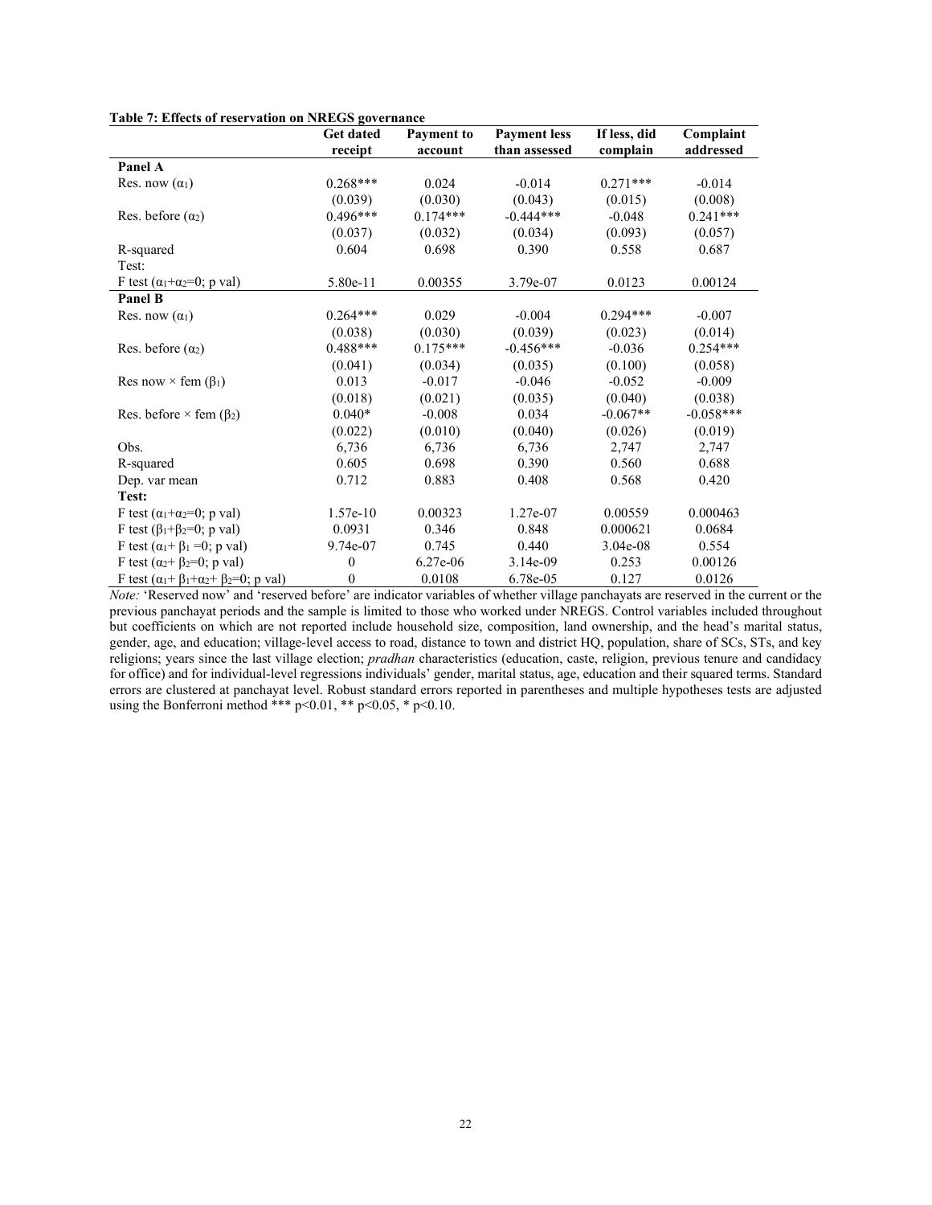**Table 7: Effects of reservation on NREGS governance**

| | Get dated receipt | Payment to account | Payment less than assessed | If less, did complain | Complaint addressed |
|---|---|---|---|---|---|
| **Panel A** | | | | | |
| Res. now ($\alpha_1$) | 0.268*** | 0.024 | -0.014 | 0.271*** | -0.014 |
| | (0.039) | (0.030) | (0.043) | (0.015) | (0.008) |
| Res. before ($\alpha_2$) | 0.496*** | 0.174*** | -0.444*** | -0.048 | 0.241*** |
| | (0.037) | (0.032) | (0.034) | (0.093) | (0.057) |
| R-squared | 0.604 | 0.698 | 0.390 | 0.558 | 0.687 |
| Test: | | | | | |
| F test ($\alpha_1$+$\alpha_2$=0; p val) | 5.80e-11 | 0.00355 | 3.79e-07 | 0.0123 | 0.00124 |
| **Panel B** | | | | | |
| Res. now ($\alpha_1$) | 0.264*** | 0.029 | -0.004 | 0.294*** | -0.007 |
| | (0.038) | (0.030) | (0.039) | (0.023) | (0.014) |
| Res. before ($\alpha_2$) | 0.488*** | 0.175*** | -0.456*** | -0.036 | 0.254*** |
| | (0.041) | (0.034) | (0.035) | (0.100) | (0.058) |
| Res now × fem ($\beta_1$) | 0.013 | -0.017 | -0.046 | -0.052 | -0.009 |
| | (0.018) | (0.021) | (0.035) | (0.040) | (0.038) |
| Res. before × fem ($\beta_2$) | 0.040* | -0.008 | 0.034 | -0.067** | -0.058*** |
| | (0.022) | (0.010) | (0.040) | (0.026) | (0.019) |
| Obs. | 6,736 | 6,736 | 6,736 | 2,747 | 2,747 |
| R-squared | 0.605 | 0.698 | 0.390 | 0.560 | 0.688 |
| Dep. var mean | 0.712 | 0.883 | 0.408 | 0.568 | 0.420 |
| **Test:** | | | | | |
| F test ($\alpha_1$+$\alpha_2$=0; p val) | 1.57e-10 | 0.00323 | 1.27e-07 | 0.00559 | 0.000463 |
| F test ($\beta_1$+$\beta_2$=0; p val) | 0.0931 | 0.346 | 0.848 | 0.000621 | 0.0684 |
| F test ($\alpha_1$+ $\beta_1$ =0; p val) | 9.74e-07 | 0.745 | 0.440 | 3.04e-08 | 0.554 |
| F test ($\alpha_2$+ $\beta_2$=0; p val) | 0 | 6.27e-06 | 3.14e-09 | 0.253 | 0.00126 |
| F test ($\alpha_1$+ $\beta_1$+$\alpha_2$+ $\beta_2$=0; p val) | 0 | 0.0108 | 6.78e-05 | 0.127 | 0.0126 |

*Note:* 'Reserved now' and 'reserved before' are indicator variables of whether village panchayats are reserved in the current or the previous panchayat periods and the sample is limited to those who worked under NREGS. Control variables included throughout but coefficients on which are not reported include household size, composition, land ownership, and the head's marital status, gender, age, and education; village-level access to road, distance to town and district HQ, population, share of SCs, STs, and key religions; years since the last village election; *pradhan* characteristics (education, caste, religion, previous tenure and candidacy for office) and for individual-level regressions individuals' gender, marital status, age, education and their squared terms. Standard errors are clustered at panchayat level. Robust standard errors reported in parentheses and multiple hypotheses tests are adjusted using the Bonferroni method *** p<0.01, ** p<0.05, * p<0.10.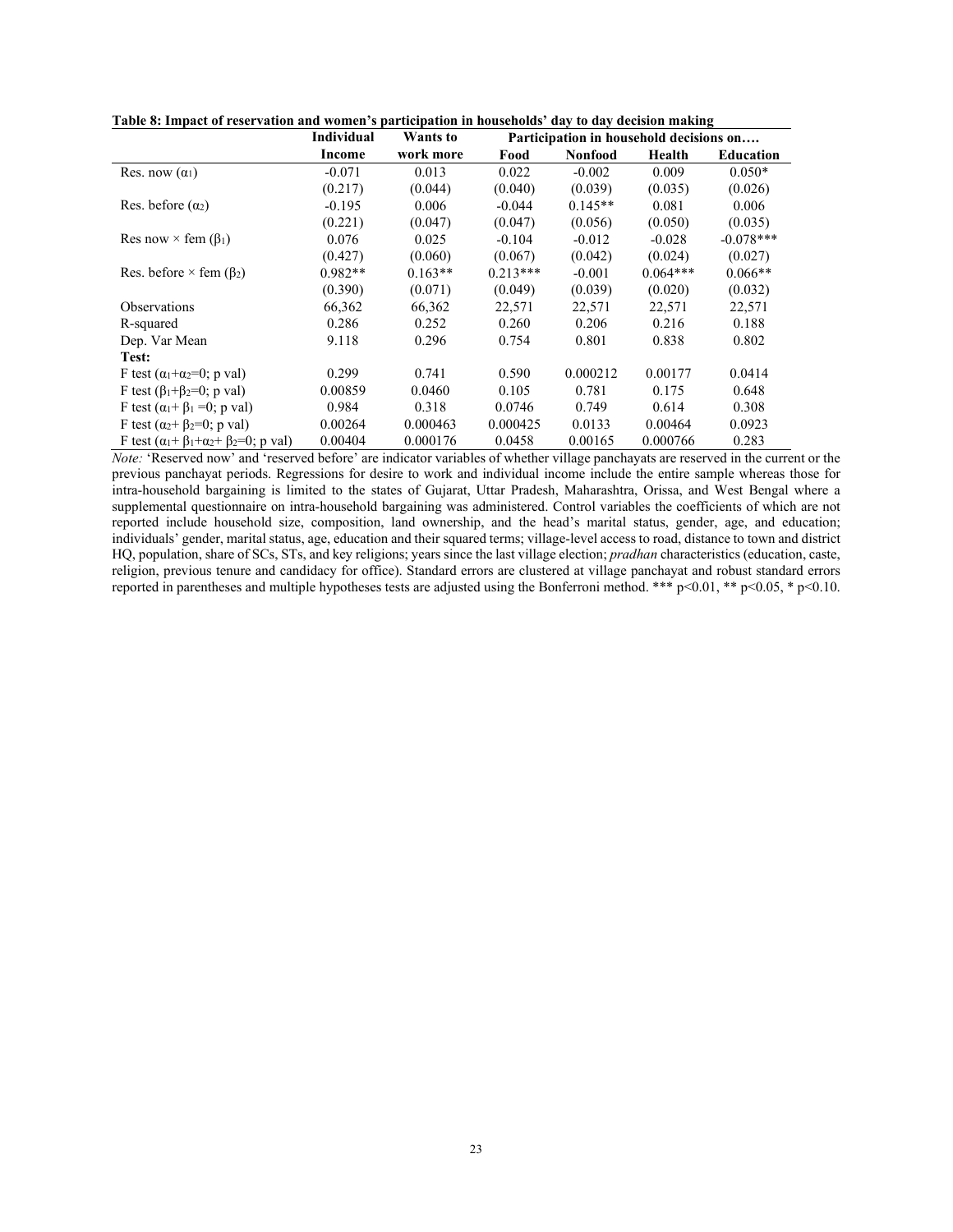**Table 8: Impact of reservation and women's participation in households' day to day decision making**

| | Individual | Wants to | Participation in household decisions on…. | | | |
|---|---|---|---|---|---|---|
| | Income | work more | Food | Nonfood | Health | Education |
| Res. now ($\alpha_1$) | -0.071 | 0.013 | 0.022 | -0.002 | 0.009 | 0.050* |
| | (0.217) | (0.044) | (0.040) | (0.039) | (0.035) | (0.026) |
| Res. before ($\alpha_2$) | -0.195 | 0.006 | -0.044 | 0.145** | 0.081 | 0.006 |
| | (0.221) | (0.047) | (0.047) | (0.056) | (0.050) | (0.035) |
| Res now × fem ($\beta_1$) | 0.076 | 0.025 | -0.104 | -0.012 | -0.028 | -0.078*** |
| | (0.427) | (0.060) | (0.067) | (0.042) | (0.024) | (0.027) |
| Res. before × fem ($\beta_2$) | 0.982** | 0.163** | 0.213*** | -0.001 | 0.064*** | 0.066** |
| | (0.390) | (0.071) | (0.049) | (0.039) | (0.020) | (0.032) |
| Observations | 66,362 | 66,362 | 22,571 | 22,571 | 22,571 | 22,571 |
| R-squared | 0.286 | 0.252 | 0.260 | 0.206 | 0.216 | 0.188 |
| Dep. Var Mean | 9.118 | 0.296 | 0.754 | 0.801 | 0.838 | 0.802 |
| **Test:** | | | | | | |
| F test ($\alpha_1$+$\alpha_2$=0; p val) | 0.299 | 0.741 | 0.590 | 0.000212 | 0.00177 | 0.0414 |
| F test ($\beta_1$+$\beta_2$=0; p val) | 0.00859 | 0.0460 | 0.105 | 0.781 | 0.175 | 0.648 |
| F test ($\alpha_1$+ $\beta_1$ =0; p val) | 0.984 | 0.318 | 0.0746 | 0.749 | 0.614 | 0.308 |
| F test ($\alpha_2$+ $\beta_2$=0; p val) | 0.00264 | 0.000463 | 0.000425 | 0.0133 | 0.00464 | 0.0923 |
| F test ($\alpha_1$+ $\beta_1$+$\alpha_2$+ $\beta_2$=0; p val) | 0.00404 | 0.000176 | 0.0458 | 0.00165 | 0.000766 | 0.283 |

*Note:* 'Reserved now' and 'reserved before' are indicator variables of whether village panchayats are reserved in the current or the previous panchayat periods. Regressions for desire to work and individual income include the entire sample whereas those for intra-household bargaining is limited to the states of Gujarat, Uttar Pradesh, Maharashtra, Orissa, and West Bengal where a supplemental questionnaire on intra-household bargaining was administered. Control variables the coefficients of which are not reported include household size, composition, land ownership, and the head's marital status, gender, age, and education; individuals' gender, marital status, age, education and their squared terms; village-level access to road, distance to town and district HQ, population, share of SCs, STs, and key religions; years since the last village election; *pradhan* characteristics (education, caste, religion, previous tenure and candidacy for office). Standard errors are clustered at village panchayat and robust standard errors reported in parentheses and multiple hypotheses tests are adjusted using the Bonferroni method. *** p<0.01, ** p<0.05, * p<0.10.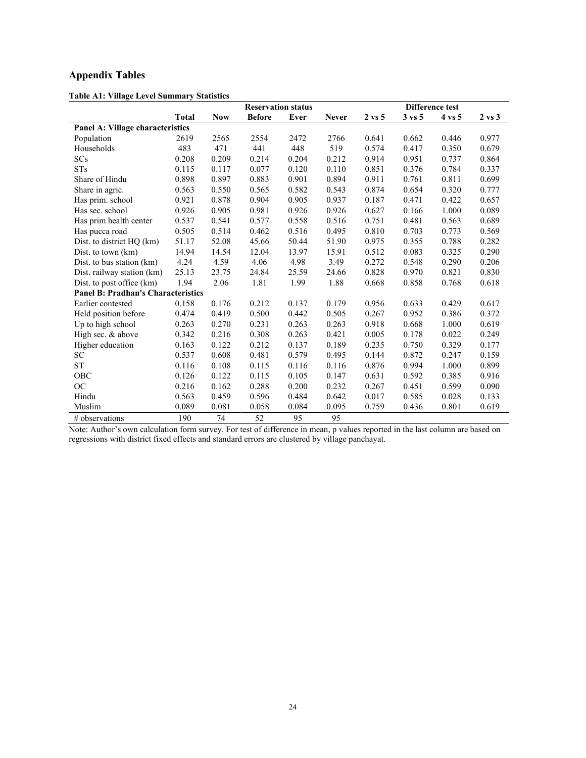## Appendix Tables

**Table A1: Village Level Summary Statistics**

| | | Reservation status | | | | Difference test | | | |
|---|---|---|---|---|---|---|---|---|---|
| | **Total** | **Now** | **Before** | **Ever** | **Never** | **2 vs 5** | **3 vs 5** | **4 vs 5** | **2 vs 3** |
| **Panel A: Village characteristics** | | | | | | | | | |
| Population | 2619 | 2565 | 2554 | 2472 | 2766 | 0.641 | 0.662 | 0.446 | 0.977 |
| Households | 483 | 471 | 441 | 448 | 519 | 0.574 | 0.417 | 0.350 | 0.679 |
| SCs | 0.208 | 0.209 | 0.214 | 0.204 | 0.212 | 0.914 | 0.951 | 0.737 | 0.864 |
| STs | 0.115 | 0.117 | 0.077 | 0.120 | 0.110 | 0.851 | 0.376 | 0.784 | 0.337 |
| Share of Hindu | 0.898 | 0.897 | 0.883 | 0.901 | 0.894 | 0.911 | 0.761 | 0.811 | 0.699 |
| Share in agric. | 0.563 | 0.550 | 0.565 | 0.582 | 0.543 | 0.874 | 0.654 | 0.320 | 0.777 |
| Has prim. school | 0.921 | 0.878 | 0.904 | 0.905 | 0.937 | 0.187 | 0.471 | 0.422 | 0.657 |
| Has sec. school | 0.926 | 0.905 | 0.981 | 0.926 | 0.926 | 0.627 | 0.166 | 1.000 | 0.089 |
| Has prim health center | 0.537 | 0.541 | 0.577 | 0.558 | 0.516 | 0.751 | 0.481 | 0.563 | 0.689 |
| Has pucca road | 0.505 | 0.514 | 0.462 | 0.516 | 0.495 | 0.810 | 0.703 | 0.773 | 0.569 |
| Dist. to district HQ (km) | 51.17 | 52.08 | 45.66 | 50.44 | 51.90 | 0.975 | 0.355 | 0.788 | 0.282 |
| Dist. to town (km) | 14.94 | 14.54 | 12.04 | 13.97 | 15.91 | 0.512 | 0.083 | 0.325 | 0.290 |
| Dist. to bus station (km) | 4.24 | 4.59 | 4.06 | 4.98 | 3.49 | 0.272 | 0.548 | 0.290 | 0.206 |
| Dist. railway station (km) | 25.13 | 23.75 | 24.84 | 25.59 | 24.66 | 0.828 | 0.970 | 0.821 | 0.830 |
| Dist. to post office (km) | 1.94 | 2.06 | 1.81 | 1.99 | 1.88 | 0.668 | 0.858 | 0.768 | 0.618 |
| **Panel B: Pradhan's Characteristics** | | | | | | | | | |
| Earlier contested | 0.158 | 0.176 | 0.212 | 0.137 | 0.179 | 0.956 | 0.633 | 0.429 | 0.617 |
| Held position before | 0.474 | 0.419 | 0.500 | 0.442 | 0.505 | 0.267 | 0.952 | 0.386 | 0.372 |
| Up to high school | 0.263 | 0.270 | 0.231 | 0.263 | 0.263 | 0.918 | 0.668 | 1.000 | 0.619 |
| High sec. & above | 0.342 | 0.216 | 0.308 | 0.263 | 0.421 | 0.005 | 0.178 | 0.022 | 0.249 |
| Higher education | 0.163 | 0.122 | 0.212 | 0.137 | 0.189 | 0.235 | 0.750 | 0.329 | 0.177 |
| SC | 0.537 | 0.608 | 0.481 | 0.579 | 0.495 | 0.144 | 0.872 | 0.247 | 0.159 |
| ST | 0.116 | 0.108 | 0.115 | 0.116 | 0.116 | 0.876 | 0.994 | 1.000 | 0.899 |
| OBC | 0.126 | 0.122 | 0.115 | 0.105 | 0.147 | 0.631 | 0.592 | 0.385 | 0.916 |
| OC | 0.216 | 0.162 | 0.288 | 0.200 | 0.232 | 0.267 | 0.451 | 0.599 | 0.090 |
| Hindu | 0.563 | 0.459 | 0.596 | 0.484 | 0.642 | 0.017 | 0.585 | 0.028 | 0.133 |
| Muslim | 0.089 | 0.081 | 0.058 | 0.084 | 0.095 | 0.759 | 0.436 | 0.801 | 0.619 |
| # observations | 190 | 74 | 52 | 95 | 95 | | | | |

Note: Author's own calculation form survey. For test of difference in mean, p values reported in the last column are based on regressions with district fixed effects and standard errors are clustered by village panchayat.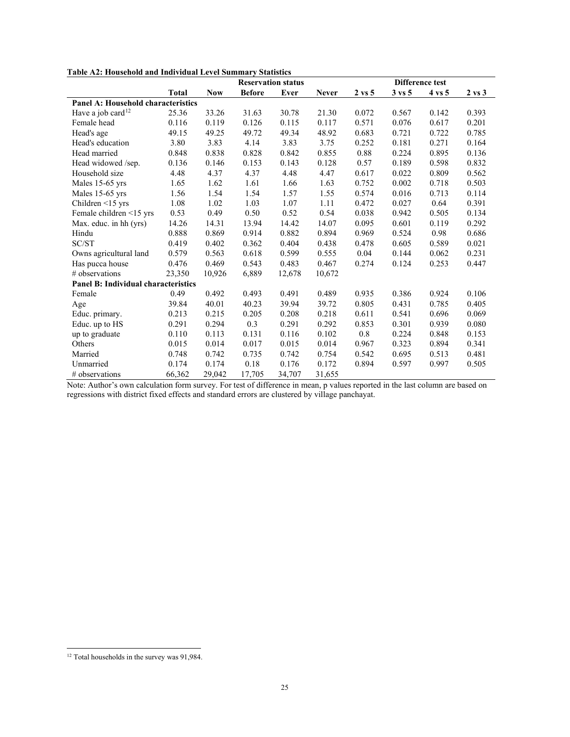**Table A2: Household and Individual Level Summary Statistics**

| | Reservation status | | | | | Difference test | | | |
|---|---|---|---|---|---|---|---|---|---|
| | Total | Now | Before | Ever | Never | 2 vs 5 | 3 vs 5 | 4 vs 5 | 2 vs 3 |
| **Panel A: Household characteristics** | | | | | | | | | |
| Have a job card[12] | 25.36 | 33.26 | 31.63 | 30.78 | 21.30 | 0.072 | 0.567 | 0.142 | 0.393 |
| Female head | 0.116 | 0.119 | 0.126 | 0.115 | 0.117 | 0.571 | 0.076 | 0.617 | 0.201 |
| Head's age | 49.15 | 49.25 | 49.72 | 49.34 | 48.92 | 0.683 | 0.721 | 0.722 | 0.785 |
| Head's education | 3.80 | 3.83 | 4.14 | 3.83 | 3.75 | 0.252 | 0.181 | 0.271 | 0.164 |
| Head married | 0.848 | 0.838 | 0.828 | 0.842 | 0.855 | 0.88 | 0.224 | 0.895 | 0.136 |
| Head widowed /sep. | 0.136 | 0.146 | 0.153 | 0.143 | 0.128 | 0.57 | 0.189 | 0.598 | 0.832 |
| Household size | 4.48 | 4.37 | 4.37 | 4.48 | 4.47 | 0.617 | 0.022 | 0.809 | 0.562 |
| Males 15-65 yrs | 1.65 | 1.62 | 1.61 | 1.66 | 1.63 | 0.752 | 0.002 | 0.718 | 0.503 |
| Males 15-65 yrs | 1.56 | 1.54 | 1.54 | 1.57 | 1.55 | 0.574 | 0.016 | 0.713 | 0.114 |
| Children <15 yrs | 1.08 | 1.02 | 1.03 | 1.07 | 1.11 | 0.472 | 0.027 | 0.64 | 0.391 |
| Female children <15 yrs | 0.53 | 0.49 | 0.50 | 0.52 | 0.54 | 0.038 | 0.942 | 0.505 | 0.134 |
| Max. educ. in hh (yrs) | 14.26 | 14.31 | 13.94 | 14.42 | 14.07 | 0.095 | 0.601 | 0.119 | 0.292 |
| Hindu | 0.888 | 0.869 | 0.914 | 0.882 | 0.894 | 0.969 | 0.524 | 0.98 | 0.686 |
| SC/ST | 0.419 | 0.402 | 0.362 | 0.404 | 0.438 | 0.478 | 0.605 | 0.589 | 0.021 |
| Owns agricultural land | 0.579 | 0.563 | 0.618 | 0.599 | 0.555 | 0.04 | 0.144 | 0.062 | 0.231 |
| Has pucca house | 0.476 | 0.469 | 0.543 | 0.483 | 0.467 | 0.274 | 0.124 | 0.253 | 0.447 |
| # observations | 23,350 | 10,926 | 6,889 | 12,678 | 10,672 | | | | |
| **Panel B: Individual characteristics** | | | | | | | | | |
| Female | 0.49 | 0.492 | 0.493 | 0.491 | 0.489 | 0.935 | 0.386 | 0.924 | 0.106 |
| Age | 39.84 | 40.01 | 40.23 | 39.94 | 39.72 | 0.805 | 0.431 | 0.785 | 0.405 |
| Educ. primary. | 0.213 | 0.215 | 0.205 | 0.208 | 0.218 | 0.611 | 0.541 | 0.696 | 0.069 |
| Educ. up to HS | 0.291 | 0.294 | 0.3 | 0.291 | 0.292 | 0.853 | 0.301 | 0.939 | 0.080 |
| up to graduate | 0.110 | 0.113 | 0.131 | 0.116 | 0.102 | 0.8 | 0.224 | 0.848 | 0.153 |
| Others | 0.015 | 0.014 | 0.017 | 0.015 | 0.014 | 0.967 | 0.323 | 0.894 | 0.341 |
| Married | 0.748 | 0.742 | 0.735 | 0.742 | 0.754 | 0.542 | 0.695 | 0.513 | 0.481 |
| Unmarried | 0.174 | 0.174 | 0.18 | 0.176 | 0.172 | 0.894 | 0.597 | 0.997 | 0.505 |
| # observations | 66,362 | 29,042 | 17,705 | 34,707 | 31,655 | | | | |

Note: Author's own calculation form survey. For test of difference in mean, p values reported in the last column are based on regressions with district fixed effects and standard errors are clustered by village panchayat.

[12] Total households in the survey was 91,984.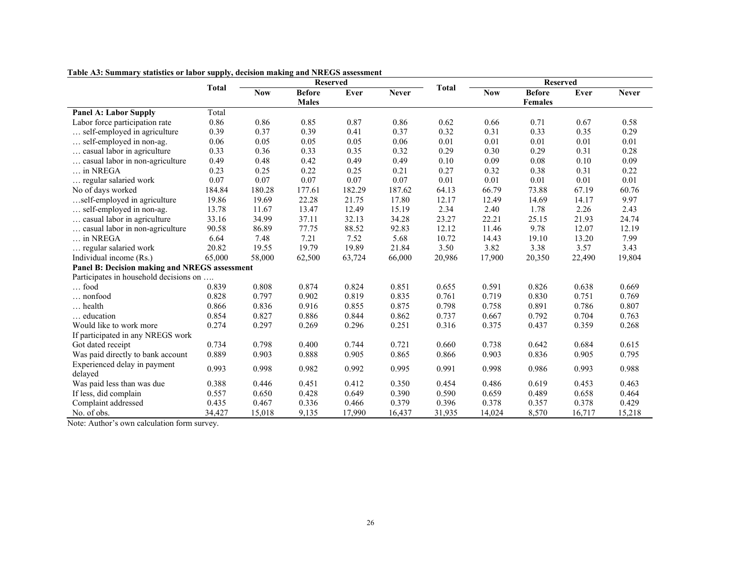**Table A3: Summary statistics or labor supply, decision making and NREGS assessment**

| | Total | Reserved | | | | Total | Reserved | | | |
|---|---|---|---|---|---|---|---|---|---|---|
| | | Now | Before | Ever | Never | | Now | Before | Ever | Never |
| | Males | | | | | Females | | | | |
| **Panel A: Labor Supply** | Total | | | | | | | | | |
| Labor force participation rate | 0.86 | 0.86 | 0.85 | 0.87 | 0.86 | 0.62 | 0.66 | 0.71 | 0.67 | 0.58 |
| … self-employed in agriculture | 0.39 | 0.37 | 0.39 | 0.41 | 0.37 | 0.32 | 0.31 | 0.33 | 0.35 | 0.29 |
| … self-employed in non-ag. | 0.06 | 0.05 | 0.05 | 0.05 | 0.06 | 0.01 | 0.01 | 0.01 | 0.01 | 0.01 |
| … casual labor in agriculture | 0.33 | 0.36 | 0.33 | 0.35 | 0.32 | 0.29 | 0.30 | 0.29 | 0.31 | 0.28 |
| … casual labor in non-agriculture | 0.49 | 0.48 | 0.42 | 0.49 | 0.49 | 0.10 | 0.09 | 0.08 | 0.10 | 0.09 |
| … in NREGA | 0.23 | 0.25 | 0.22 | 0.25 | 0.21 | 0.27 | 0.32 | 0.38 | 0.31 | 0.22 |
| … regular salaried work | 0.07 | 0.07 | 0.07 | 0.07 | 0.07 | 0.01 | 0.01 | 0.01 | 0.01 | 0.01 |
| No of days worked | 184.84 | 180.28 | 177.61 | 182.29 | 187.62 | 64.13 | 66.79 | 73.88 | 67.19 | 60.76 |
| …self-employed in agriculture | 19.86 | 19.69 | 22.28 | 21.75 | 17.80 | 12.17 | 12.49 | 14.69 | 14.17 | 9.97 |
| … self-employed in non-ag. | 13.78 | 11.67 | 13.47 | 12.49 | 15.19 | 2.34 | 2.40 | 1.78 | 2.26 | 2.43 |
| … casual labor in agriculture | 33.16 | 34.99 | 37.11 | 32.13 | 34.28 | 23.27 | 22.21 | 25.15 | 21.93 | 24.74 |
| … casual labor in non-agriculture | 90.58 | 86.89 | 77.75 | 88.52 | 92.83 | 12.12 | 11.46 | 9.78 | 12.07 | 12.19 |
| … in NREGA | 6.64 | 7.48 | 7.21 | 7.52 | 5.68 | 10.72 | 14.43 | 19.10 | 13.20 | 7.99 |
| … regular salaried work | 20.82 | 19.55 | 19.79 | 19.89 | 21.84 | 3.50 | 3.82 | 3.38 | 3.57 | 3.43 |
| Individual income (Rs.) | 65,000 | 58,000 | 62,500 | 63,724 | 66,000 | 20,986 | 17,900 | 20,350 | 22,490 | 19,804 |
| **Panel B: Decision making and NREGS assessment** | | | | | | | | | | |
| Participates in household decisions on …. | | | | | | | | | | |
| … food | 0.839 | 0.808 | 0.874 | 0.824 | 0.851 | 0.655 | 0.591 | 0.826 | 0.638 | 0.669 |
| … nonfood | 0.828 | 0.797 | 0.902 | 0.819 | 0.835 | 0.761 | 0.719 | 0.830 | 0.751 | 0.769 |
| … health | 0.866 | 0.836 | 0.916 | 0.855 | 0.875 | 0.798 | 0.758 | 0.891 | 0.786 | 0.807 |
| … education | 0.854 | 0.827 | 0.886 | 0.844 | 0.862 | 0.737 | 0.667 | 0.792 | 0.704 | 0.763 |
| Would like to work more | 0.274 | 0.297 | 0.269 | 0.296 | 0.251 | 0.316 | 0.375 | 0.437 | 0.359 | 0.268 |
| If participated in any NREGS work | | | | | | | | | | |
| Got dated receipt | 0.734 | 0.798 | 0.400 | 0.744 | 0.721 | 0.660 | 0.738 | 0.642 | 0.684 | 0.615 |
| Was paid directly to bank account | 0.889 | 0.903 | 0.888 | 0.905 | 0.865 | 0.866 | 0.903 | 0.836 | 0.905 | 0.795 |
| Experienced delay in payment delayed | 0.993 | 0.998 | 0.982 | 0.992 | 0.995 | 0.991 | 0.998 | 0.986 | 0.993 | 0.988 |
| Was paid less than was due | 0.388 | 0.446 | 0.451 | 0.412 | 0.350 | 0.454 | 0.486 | 0.619 | 0.453 | 0.463 |
| If less, did complain | 0.557 | 0.650 | 0.428 | 0.649 | 0.390 | 0.590 | 0.659 | 0.489 | 0.658 | 0.464 |
| Complaint addressed | 0.435 | 0.467 | 0.336 | 0.466 | 0.379 | 0.396 | 0.378 | 0.357 | 0.378 | 0.429 |
| No. of obs. | 34,427 | 15,018 | 9,135 | 17,990 | 16,437 | 31,935 | 14,024 | 8,570 | 16,717 | 15,218 |

Note: Author's own calculation form survey.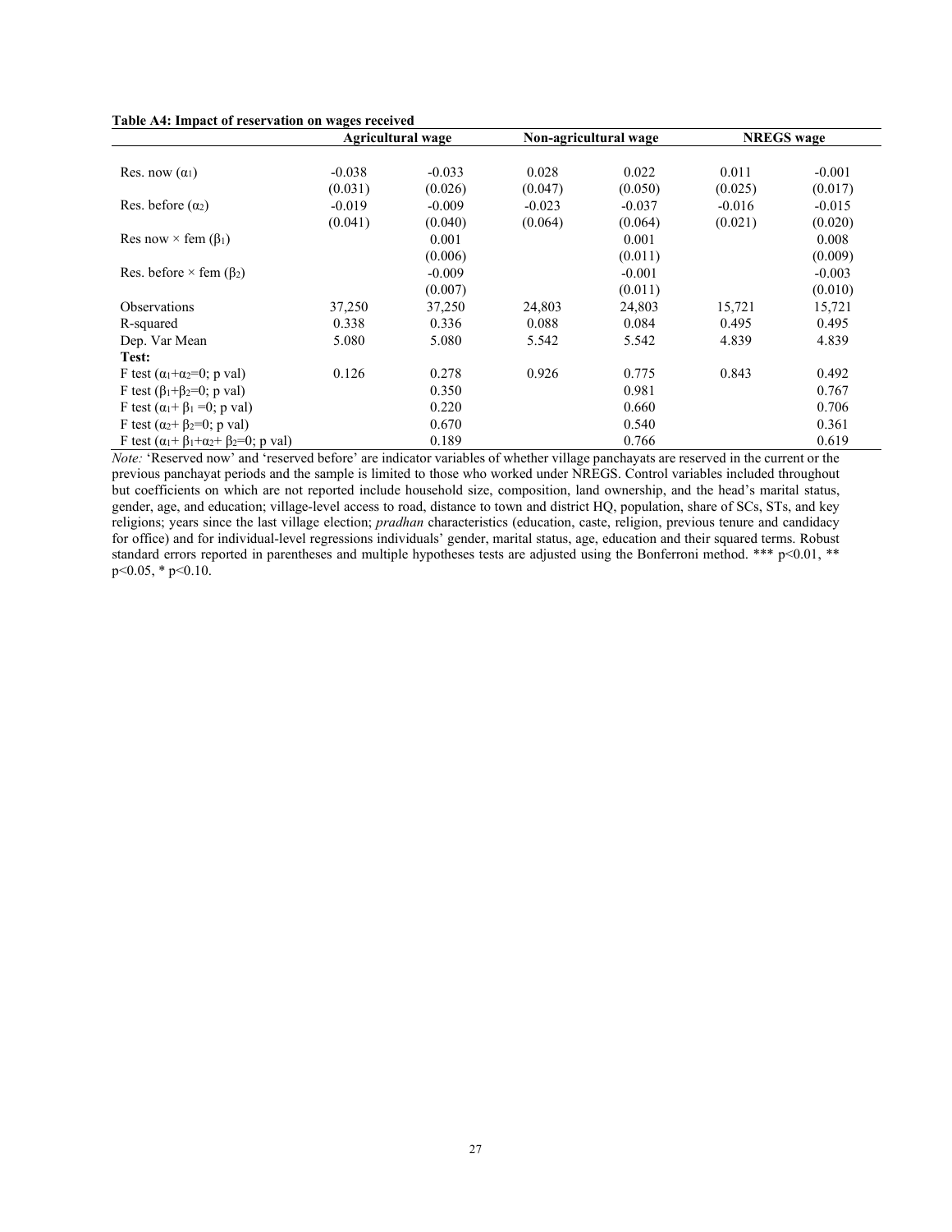**Table A4: Impact of reservation on wages received**

| | Agricultural wage | | Non-agricultural wage | | NREGS wage | |
|---|---|---|---|---|---|---|
| Res. now ($\alpha_1$) | -0.038 | -0.033 | 0.028 | 0.022 | 0.011 | -0.001 |
| | (0.031) | (0.026) | (0.047) | (0.050) | (0.025) | (0.017) |
| Res. before ($\alpha_2$) | -0.019 | -0.009 | -0.023 | -0.037 | -0.016 | -0.015 |
| | (0.041) | (0.040) | (0.064) | (0.064) | (0.021) | (0.020) |
| Res now × fem ($\beta_1$) | | 0.001 | | 0.001 | | 0.008 |
| | | (0.006) | | (0.011) | | (0.009) |
| Res. before × fem ($\beta_2$) | | -0.009 | | -0.001 | | -0.003 |
| | | (0.007) | | (0.011) | | (0.010) |
| Observations | 37,250 | 37,250 | 24,803 | 24,803 | 15,721 | 15,721 |
| R-squared | 0.338 | 0.336 | 0.088 | 0.084 | 0.495 | 0.495 |
| Dep. Var Mean | 5.080 | 5.080 | 5.542 | 5.542 | 4.839 | 4.839 |
| **Test:** | | | | | | |
| F test ($\alpha_1$+$\alpha_2$=0; p val) | 0.126 | 0.278 | 0.926 | 0.775 | 0.843 | 0.492 |
| F test ($\beta_1$+$\beta_2$=0; p val) | | 0.350 | | 0.981 | | 0.767 |
| F test ($\alpha_1$+ $\beta_1$ =0; p val) | | 0.220 | | 0.660 | | 0.706 |
| F test ($\alpha_2$+ $\beta_2$=0; p val) | | 0.670 | | 0.540 | | 0.361 |
| F test ($\alpha_1$+ $\beta_1$+$\alpha_2$+ $\beta_2$=0; p val) | | 0.189 | | 0.766 | | 0.619 |

*Note:* 'Reserved now' and 'reserved before' are indicator variables of whether village panchayats are reserved in the current or the previous panchayat periods and the sample is limited to those who worked under NREGS. Control variables included throughout but coefficients on which are not reported include household size, composition, land ownership, and the head's marital status, gender, age, and education; village-level access to road, distance to town and district HQ, population, share of SCs, STs, and key religions; years since the last village election; *pradhan* characteristics (education, caste, religion, previous tenure and candidacy for office) and for individual-level regressions individuals' gender, marital status, age, education and their squared terms. Robust standard errors reported in parentheses and multiple hypotheses tests are adjusted using the Bonferroni method. *** $p<0.01$, ** $p<0.05$, * $p<0.10$.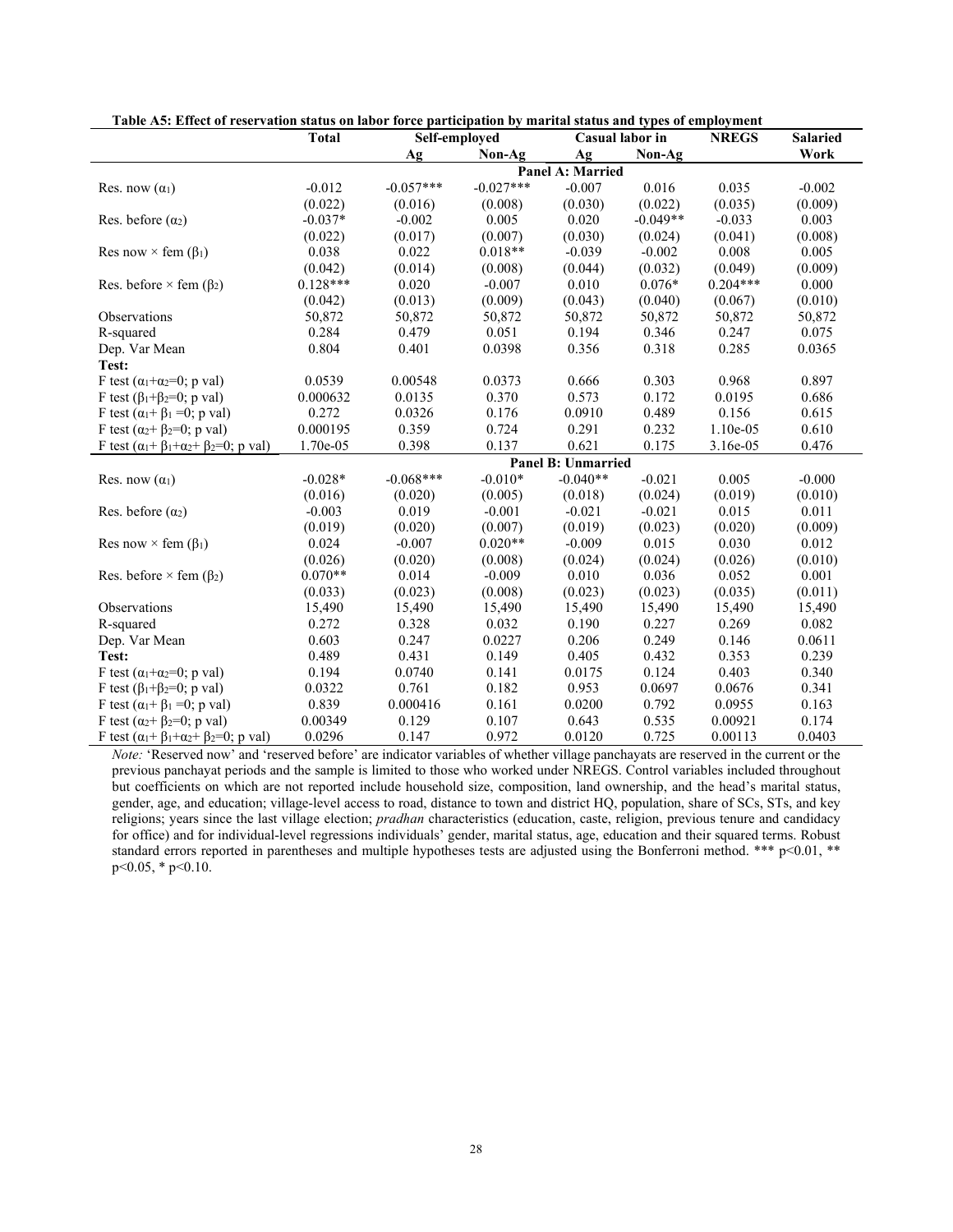**Table A5: Effect of reservation status on labor force participation by marital status and types of employment**

| | Total | Self-employed | | Casual labor in | | NREGS | Salaried |
|---|---|---|---|---|---|---|---|
| | | Ag | Non-Ag | Ag | Non-Ag | | Work |
| **Panel A: Married** | | | | | | | |
| Res. now ($\alpha_1$) | -0.012 | -0.057*** | -0.027*** | -0.007 | 0.016 | 0.035 | -0.002 |
| | (0.022) | (0.016) | (0.008) | (0.030) | (0.022) | (0.035) | (0.009) |
| Res. before ($\alpha_2$) | -0.037* | -0.002 | 0.005 | 0.020 | -0.049** | -0.033 | 0.003 |
| | (0.022) | (0.017) | (0.007) | (0.030) | (0.024) | (0.041) | (0.008) |
| Res now × fem ($\beta_1$) | 0.038 | 0.022 | 0.018** | -0.039 | -0.002 | 0.008 | 0.005 |
| | (0.042) | (0.014) | (0.008) | (0.044) | (0.032) | (0.049) | (0.009) |
| Res. before × fem ($\beta_2$) | 0.128*** | 0.020 | -0.007 | 0.010 | 0.076* | 0.204*** | 0.000 |
| | (0.042) | (0.013) | (0.009) | (0.043) | (0.040) | (0.067) | (0.010) |
| Observations | 50,872 | 50,872 | 50,872 | 50,872 | 50,872 | 50,872 | 50,872 |
| R-squared | 0.284 | 0.479 | 0.051 | 0.194 | 0.346 | 0.247 | 0.075 |
| Dep. Var Mean | 0.804 | 0.401 | 0.0398 | 0.356 | 0.318 | 0.285 | 0.0365 |
| **Test:** | | | | | | | |
| F test ($\alpha_1$+$\alpha_2$=0; p val) | 0.0539 | 0.00548 | 0.0373 | 0.666 | 0.303 | 0.968 | 0.897 |
| F test ($\beta_1$+$\beta_2$=0; p val) | 0.000632 | 0.0135 | 0.370 | 0.573 | 0.172 | 0.0195 | 0.686 |
| F test ($\alpha_1$+ $\beta_1$ =0; p val) | 0.272 | 0.0326 | 0.176 | 0.0910 | 0.489 | 0.156 | 0.615 |
| F test ($\alpha_2$+ $\beta_2$=0; p val) | 0.000195 | 0.359 | 0.724 | 0.291 | 0.232 | 1.10e-05 | 0.610 |
| F test ($\alpha_1$+ $\beta_1$+$\alpha_2$+ $\beta_2$=0; p val) | 1.70e-05 | 0.398 | 0.137 | 0.621 | 0.175 | 3.16e-05 | 0.476 |
| **Panel B: Unmarried** | | | | | | | |
| Res. now ($\alpha_1$) | -0.028* | -0.068*** | -0.010* | -0.040** | -0.021 | 0.005 | -0.000 |
| | (0.016) | (0.020) | (0.005) | (0.018) | (0.024) | (0.019) | (0.010) |
| Res. before ($\alpha_2$) | -0.003 | 0.019 | -0.001 | -0.021 | -0.021 | 0.015 | 0.011 |
| | (0.019) | (0.020) | (0.007) | (0.019) | (0.023) | (0.020) | (0.009) |
| Res now × fem ($\beta_1$) | 0.024 | -0.007 | 0.020** | -0.009 | 0.015 | 0.030 | 0.012 |
| | (0.026) | (0.020) | (0.008) | (0.024) | (0.024) | (0.026) | (0.010) |
| Res. before × fem ($\beta_2$) | 0.070** | 0.014 | -0.009 | 0.010 | 0.036 | 0.052 | 0.001 |
| | (0.033) | (0.023) | (0.008) | (0.023) | (0.023) | (0.035) | (0.011) |
| Observations | 15,490 | 15,490 | 15,490 | 15,490 | 15,490 | 15,490 | 15,490 |
| R-squared | 0.272 | 0.328 | 0.032 | 0.190 | 0.227 | 0.269 | 0.082 |
| Dep. Var Mean | 0.603 | 0.247 | 0.0227 | 0.206 | 0.249 | 0.146 | 0.0611 |
| **Test:** | 0.489 | 0.431 | 0.149 | 0.405 | 0.432 | 0.353 | 0.239 |
| F test ($\alpha_1$+$\alpha_2$=0; p val) | 0.194 | 0.0740 | 0.141 | 0.0175 | 0.124 | 0.403 | 0.340 |
| F test ($\beta_1$+$\beta_2$=0; p val) | 0.0322 | 0.761 | 0.182 | 0.953 | 0.0697 | 0.0676 | 0.341 |
| F test ($\alpha_1$+ $\beta_1$ =0; p val) | 0.839 | 0.000416 | 0.161 | 0.0200 | 0.792 | 0.0955 | 0.163 |
| F test ($\alpha_2$+ $\beta_2$=0; p val) | 0.00349 | 0.129 | 0.107 | 0.643 | 0.535 | 0.00921 | 0.174 |
| F test ($\alpha_1$+ $\beta_1$+$\alpha_2$+ $\beta_2$=0; p val) | 0.0296 | 0.147 | 0.972 | 0.0120 | 0.725 | 0.00113 | 0.0403 |

*Note:* 'Reserved now' and 'reserved before' are indicator variables of whether village panchayats are reserved in the current or the previous panchayat periods and the sample is limited to those who worked under NREGS. Control variables included throughout but coefficients on which are not reported include household size, composition, land ownership, and the head's marital status, gender, age, and education; village-level access to road, distance to town and district HQ, population, share of SCs, STs, and key religions; years since the last village election; *pradhan* characteristics (education, caste, religion, previous tenure and candidacy for office) and for individual-level regressions individuals' gender, marital status, age, education and their squared terms. Robust standard errors reported in parentheses and multiple hypotheses tests are adjusted using the Bonferroni method. *** p<0.01, ** p<0.05, * p<0.10.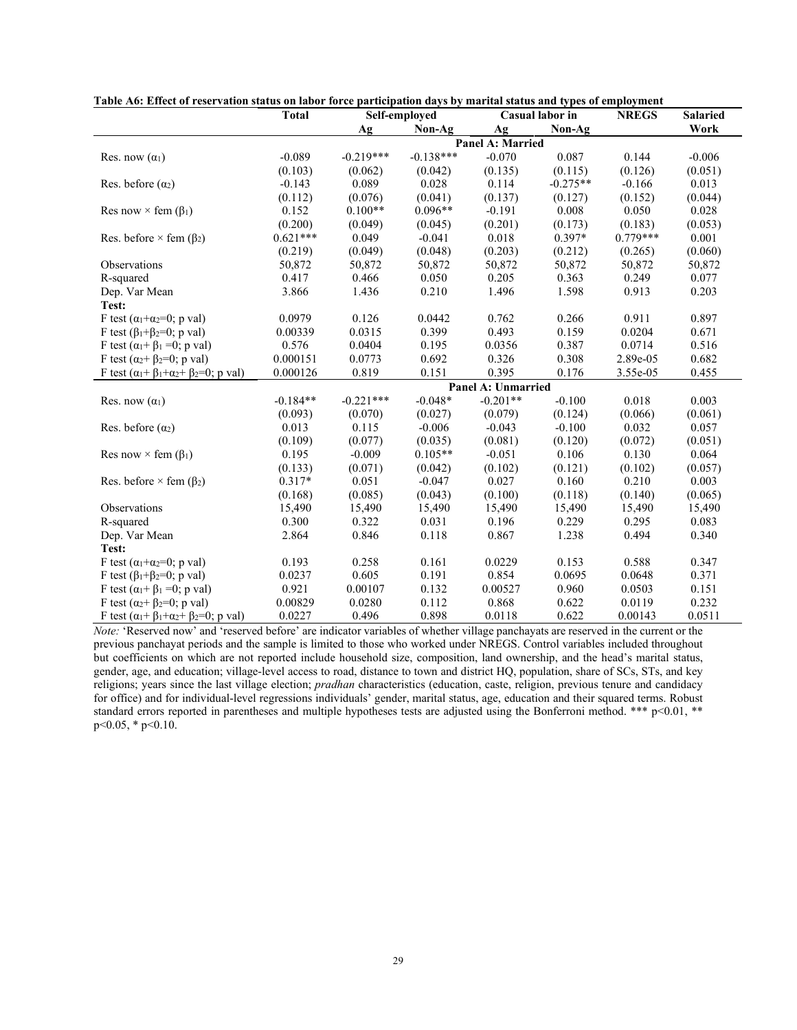**Table A6: Effect of reservation status on labor force participation days by marital status and types of employment**

| | Total | Self-employed | | Casual labor in | | NREGS | Salaried |
|---|---|---|---|---|---|---|---|
| | | Ag | Non-Ag | Ag | Non-Ag | | Work |
| | | | | **Panel A: Married** | | | |
| Res. now ($\alpha_1$) | -0.089 | -0.219*** | -0.138*** | -0.070 | 0.087 | 0.144 | -0.006 |
| | (0.103) | (0.062) | (0.042) | (0.135) | (0.115) | (0.126) | (0.051) |
| Res. before ($\alpha_2$) | -0.143 | 0.089 | 0.028 | 0.114 | -0.275** | -0.166 | 0.013 |
| | (0.112) | (0.076) | (0.041) | (0.137) | (0.127) | (0.152) | (0.044) |
| Res now × fem ($\beta_1$) | 0.152 | 0.100** | 0.096** | -0.191 | 0.008 | 0.050 | 0.028 |
| | (0.200) | (0.049) | (0.045) | (0.201) | (0.173) | (0.183) | (0.053) |
| Res. before × fem ($\beta_2$) | 0.621*** | 0.049 | -0.041 | 0.018 | 0.397* | 0.779*** | 0.001 |
| | (0.219) | (0.049) | (0.048) | (0.203) | (0.212) | (0.265) | (0.060) |
| Observations | 50,872 | 50,872 | 50,872 | 50,872 | 50,872 | 50,872 | 50,872 |
| R-squared | 0.417 | 0.466 | 0.050 | 0.205 | 0.363 | 0.249 | 0.077 |
| Dep. Var Mean | 3.866 | 1.436 | 0.210 | 1.496 | 1.598 | 0.913 | 0.203 |
| **Test:** | | | | | | | |
| F test ($\alpha_1$+$\alpha_2$=0; p val) | 0.0979 | 0.126 | 0.0442 | 0.762 | 0.266 | 0.911 | 0.897 |
| F test ($\beta_1$+$\beta_2$=0; p val) | 0.00339 | 0.0315 | 0.399 | 0.493 | 0.159 | 0.0204 | 0.671 |
| F test ($\alpha_1$+ $\beta_1$ =0; p val) | 0.576 | 0.0404 | 0.195 | 0.0356 | 0.387 | 0.0714 | 0.516 |
| F test ($\alpha_2$+ $\beta_2$=0; p val) | 0.000151 | 0.0773 | 0.692 | 0.326 | 0.308 | 2.89e-05 | 0.682 |
| F test ($\alpha_1$+ $\beta_1$+$\alpha_2$+ $\beta_2$=0; p val) | 0.000126 | 0.819 | 0.151 | 0.395 | 0.176 | 3.55e-05 | 0.455 |
| | | | | **Panel A: Unmarried** | | | |
| Res. now ($\alpha_1$) | -0.184** | -0.221*** | -0.048* | -0.201** | -0.100 | 0.018 | 0.003 |
| | (0.093) | (0.070) | (0.027) | (0.079) | (0.124) | (0.066) | (0.061) |
| Res. before ($\alpha_2$) | 0.013 | 0.115 | -0.006 | -0.043 | -0.100 | 0.032 | 0.057 |
| | (0.109) | (0.077) | (0.035) | (0.081) | (0.120) | (0.072) | (0.051) |
| Res now × fem ($\beta_1$) | 0.195 | -0.009 | 0.105** | -0.051 | 0.106 | 0.130 | 0.064 |
| | (0.133) | (0.071) | (0.042) | (0.102) | (0.121) | (0.102) | (0.057) |
| Res. before × fem ($\beta_2$) | 0.317* | 0.051 | -0.047 | 0.027 | 0.160 | 0.210 | 0.003 |
| | (0.168) | (0.085) | (0.043) | (0.100) | (0.118) | (0.140) | (0.065) |
| Observations | 15,490 | 15,490 | 15,490 | 15,490 | 15,490 | 15,490 | 15,490 |
| R-squared | 0.300 | 0.322 | 0.031 | 0.196 | 0.229 | 0.295 | 0.083 |
| Dep. Var Mean | 2.864 | 0.846 | 0.118 | 0.867 | 1.238 | 0.494 | 0.340 |
| **Test:** | | | | | | | |
| F test ($\alpha_1$+$\alpha_2$=0; p val) | 0.193 | 0.258 | 0.161 | 0.0229 | 0.153 | 0.588 | 0.347 |
| F test ($\beta_1$+$\beta_2$=0; p val) | 0.0237 | 0.605 | 0.191 | 0.854 | 0.0695 | 0.0648 | 0.371 |
| F test ($\alpha_1$+ $\beta_1$ =0; p val) | 0.921 | 0.00107 | 0.132 | 0.00527 | 0.960 | 0.0503 | 0.151 |
| F test ($\alpha_2$+ $\beta_2$=0; p val) | 0.00829 | 0.0280 | 0.112 | 0.868 | 0.622 | 0.0119 | 0.232 |
| F test ($\alpha_1$+ $\beta_1$+$\alpha_2$+ $\beta_2$=0; p val) | 0.0227 | 0.496 | 0.898 | 0.0118 | 0.622 | 0.00143 | 0.0511 |

*Note:* 'Reserved now' and 'reserved before' are indicator variables of whether village panchayats are reserved in the current or the previous panchayat periods and the sample is limited to those who worked under NREGS. Control variables included throughout but coefficients on which are not reported include household size, composition, land ownership, and the head's marital status, gender, age, and education; village-level access to road, distance to town and district HQ, population, share of SCs, STs, and key religions; years since the last village election; *pradhan* characteristics (education, caste, religion, previous tenure and candidacy for office) and for individual-level regressions individuals' gender, marital status, age, education and their squared terms. Robust standard errors reported in parentheses and multiple hypotheses tests are adjusted using the Bonferroni method. *** p<0.01, ** p<0.05, * p<0.10.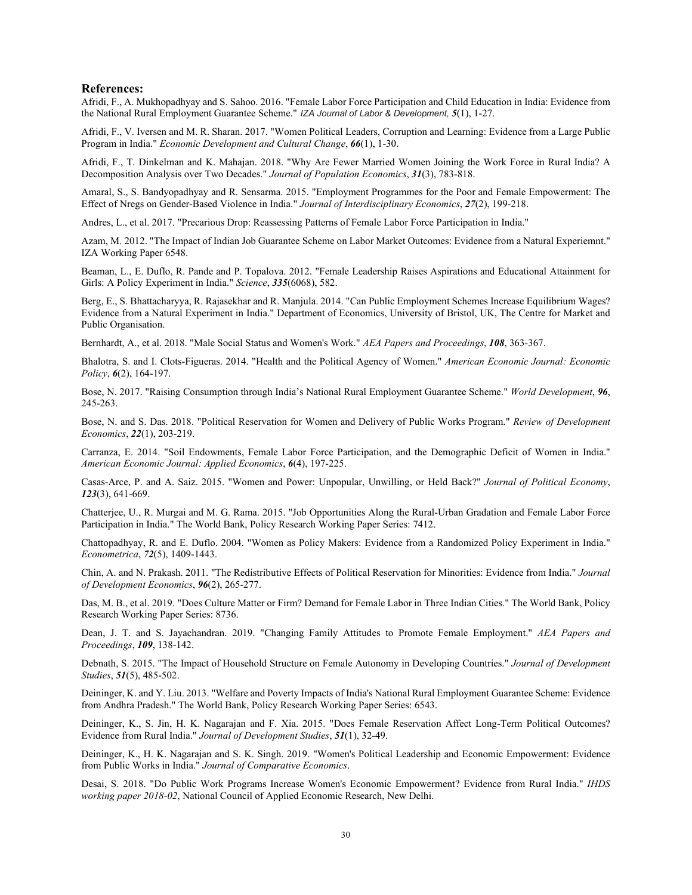## References:

Afridi, F., A. Mukhopadhyay and S. Sahoo. 2016. "Female Labor Force Participation and Child Education in India: Evidence from the National Rural Employment Guarantee Scheme." *IZA Journal of Labor & Development, **5***(1), 1-27.

Afridi, F., V. Iversen and M. R. Sharan. 2017. "Women Political Leaders, Corruption and Learning: Evidence from a Large Public Program in India." *Economic Development and Cultural Change*, ***66***(1), 1-30.

Afridi, F., T. Dinkelman and K. Mahajan. 2018. "Why Are Fewer Married Women Joining the Work Force in Rural India? A Decomposition Analysis over Two Decades." *Journal of Population Economics*, ***31***(3), 783-818.

Amaral, S., S. Bandyopadhyay and R. Sensarma. 2015. "Employment Programmes for the Poor and Female Empowerment: The Effect of Nregs on Gender-Based Violence in India." *Journal of Interdisciplinary Economics*, ***27***(2), 199-218.

Andres, L., et al. 2017. "Precarious Drop: Reassessing Patterns of Female Labor Force Participation in India."

Azam, M. 2012. "The Impact of Indian Job Guarantee Scheme on Labor Market Outcomes: Evidence from a Natural Experiemnt." IZA Working Paper 6548.

Beaman, L., E. Duflo, R. Pande and P. Topalova. 2012. "Female Leadership Raises Aspirations and Educational Attainment for Girls: A Policy Experiment in India." *Science*, ***335***(6068), 582.

Berg, E., S. Bhattacharyya, R. Rajasekhar and R. Manjula. 2014. "Can Public Employment Schemes Increase Equilibrium Wages? Evidence from a Natural Experiment in India." Department of Economics, University of Bristol, UK, The Centre for Market and Public Organisation.

Bernhardt, A., et al. 2018. "Male Social Status and Women's Work." *AEA Papers and Proceedings*, ***108***, 363-367.

Bhalotra, S. and I. Clots-Figueras. 2014. "Health and the Political Agency of Women." *American Economic Journal: Economic Policy*, ***6***(2), 164-197.

Bose, N. 2017. "Raising Consumption through India's National Rural Employment Guarantee Scheme." *World Development*, ***96***, 245-263.

Bose, N. and S. Das. 2018. "Political Reservation for Women and Delivery of Public Works Program." *Review of Development Economics*, ***22***(1), 203-219.

Carranza, E. 2014. "Soil Endowments, Female Labor Force Participation, and the Demographic Deficit of Women in India." *American Economic Journal: Applied Economics*, ***6***(4), 197-225.

Casas-Arce, P. and A. Saiz. 2015. "Women and Power: Unpopular, Unwilling, or Held Back?" *Journal of Political Economy*, ***123***(3), 641-669.

Chatterjee, U., R. Murgai and M. G. Rama. 2015. "Job Opportunities Along the Rural-Urban Gradation and Female Labor Force Participation in India." The World Bank, Policy Research Working Paper Series: 7412.

Chattopadhyay, R. and E. Duflo. 2004. "Women as Policy Makers: Evidence from a Randomized Policy Experiment in India." *Econometrica*, ***72***(5), 1409-1443.

Chin, A. and N. Prakash. 2011. "The Redistributive Effects of Political Reservation for Minorities: Evidence from India." *Journal of Development Economics*, ***96***(2), 265-277.

Das, M. B., et al. 2019. "Does Culture Matter or Firm? Demand for Female Labor in Three Indian Cities." The World Bank, Policy Research Working Paper Series: 8736.

Dean, J. T. and S. Jayachandran. 2019. "Changing Family Attitudes to Promote Female Employment." *AEA Papers and Proceedings*, ***109***, 138-142.

Debnath, S. 2015. "The Impact of Household Structure on Female Autonomy in Developing Countries." *Journal of Development Studies*, ***51***(5), 485-502.

Deininger, K. and Y. Liu. 2013. "Welfare and Poverty Impacts of India's National Rural Employment Guarantee Scheme: Evidence from Andhra Pradesh." The World Bank, Policy Research Working Paper Series: 6543.

Deininger, K., S. Jin, H. K. Nagarajan and F. Xia. 2015. "Does Female Reservation Affect Long-Term Political Outcomes? Evidence from Rural India." *Journal of Development Studies*, ***51***(1), 32-49.

Deininger, K., H. K. Nagarajan and S. K. Singh. 2019. "Women's Political Leadership and Economic Empowerment: Evidence from Public Works in India." *Journal of Comparative Economics*.

Desai, S. 2018. "Do Public Work Programs Increase Women's Economic Empowerment? Evidence from Rural India." *IHDS working paper 2018-02*, National Council of Applied Economic Research, New Delhi.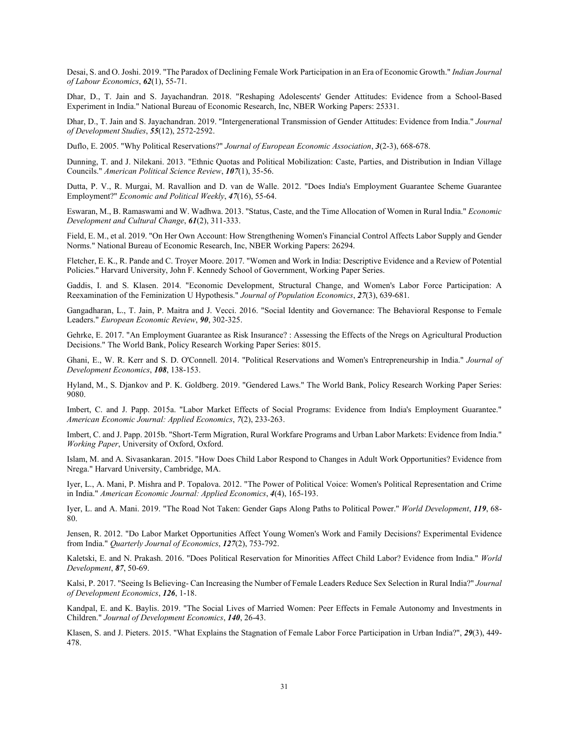Desai, S. and O. Joshi. 2019. "The Paradox of Declining Female Work Participation in an Era of Economic Growth." *Indian Journal of Labour Economics*, ***62***(1), 55-71.

Dhar, D., T. Jain and S. Jayachandran. 2018. "Reshaping Adolescents' Gender Attitudes: Evidence from a School-Based Experiment in India." National Bureau of Economic Research, Inc, NBER Working Papers: 25331.

Dhar, D., T. Jain and S. Jayachandran. 2019. "Intergenerational Transmission of Gender Attitudes: Evidence from India." *Journal of Development Studies*, ***55***(12), 2572-2592.

Duflo, E. 2005. "Why Political Reservations?" *Journal of European Economic Association*, ***3***(2-3), 668-678.

Dunning, T. and J. Nilekani. 2013. "Ethnic Quotas and Political Mobilization: Caste, Parties, and Distribution in Indian Village Councils." *American Political Science Review*, ***107***(1), 35-56.

Dutta, P. V., R. Murgai, M. Ravallion and D. van de Walle. 2012. "Does India's Employment Guarantee Scheme Guarantee Employment?" *Economic and Political Weekly*, ***47***(16), 55-64.

Eswaran, M., B. Ramaswami and W. Wadhwa. 2013. "Status, Caste, and the Time Allocation of Women in Rural India." *Economic Development and Cultural Change*, ***61***(2), 311-333.

Field, E. M., et al. 2019. "On Her Own Account: How Strengthening Women's Financial Control Affects Labor Supply and Gender Norms." National Bureau of Economic Research, Inc, NBER Working Papers: 26294.

Fletcher, E. K., R. Pande and C. Troyer Moore. 2017. "Women and Work in India: Descriptive Evidence and a Review of Potential Policies." Harvard University, John F. Kennedy School of Government, Working Paper Series.

Gaddis, I. and S. Klasen. 2014. "Economic Development, Structural Change, and Women's Labor Force Participation: A Reexamination of the Feminization U Hypothesis." *Journal of Population Economics*, ***27***(3), 639-681.

Gangadharan, L., T. Jain, P. Maitra and J. Vecci. 2016. "Social Identity and Governance: The Behavioral Response to Female Leaders." *European Economic Review*, ***90***, 302-325.

Gehrke, E. 2017. "An Employment Guarantee as Risk Insurance? : Assessing the Effects of the Nregs on Agricultural Production Decisions." The World Bank, Policy Research Working Paper Series: 8015.

Ghani, E., W. R. Kerr and S. D. O'Connell. 2014. "Political Reservations and Women's Entrepreneurship in India." *Journal of Development Economics*, ***108***, 138-153.

Hyland, M., S. Djankov and P. K. Goldberg. 2019. "Gendered Laws." The World Bank, Policy Research Working Paper Series: 9080.

Imbert, C. and J. Papp. 2015a. "Labor Market Effects of Social Programs: Evidence from India's Employment Guarantee." *American Economic Journal: Applied Economics*, ***7***(2), 233-263.

Imbert, C. and J. Papp. 2015b. "Short-Term Migration, Rural Workfare Programs and Urban Labor Markets: Evidence from India." *Working Paper*, University of Oxford, Oxford.

Islam, M. and A. Sivasankaran. 2015. "How Does Child Labor Respond to Changes in Adult Work Opportunities? Evidence from Nrega." Harvard University, Cambridge, MA.

Iyer, L., A. Mani, P. Mishra and P. Topalova. 2012. "The Power of Political Voice: Women's Political Representation and Crime in India." *American Economic Journal: Applied Economics*, ***4***(4), 165-193.

Iyer, L. and A. Mani. 2019. "The Road Not Taken: Gender Gaps Along Paths to Political Power." *World Development*, ***119***, 68-80.

Jensen, R. 2012. "Do Labor Market Opportunities Affect Young Women's Work and Family Decisions? Experimental Evidence from India." *Quarterly Journal of Economics*, ***127***(2), 753-792.

Kaletski, E. and N. Prakash. 2016. "Does Political Reservation for Minorities Affect Child Labor? Evidence from India." *World Development*, ***87***, 50-69.

Kalsi, P. 2017. "Seeing Is Believing- Can Increasing the Number of Female Leaders Reduce Sex Selection in Rural India?" *Journal of Development Economics*, ***126***, 1-18.

Kandpal, E. and K. Baylis. 2019. "The Social Lives of Married Women: Peer Effects in Female Autonomy and Investments in Children." *Journal of Development Economics*, ***140***, 26-43.

Klasen, S. and J. Pieters. 2015. "What Explains the Stagnation of Female Labor Force Participation in Urban India?", ***29***(3), 449-478.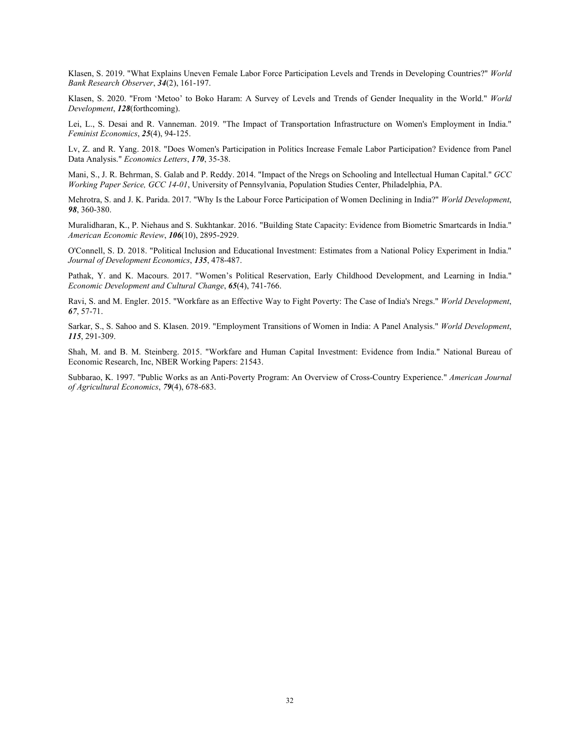Klasen, S. 2019. "What Explains Uneven Female Labor Force Participation Levels and Trends in Developing Countries?" *World Bank Research Observer*, ***34***(2), 161-197.

Klasen, S. 2020. "From 'Metoo' to Boko Haram: A Survey of Levels and Trends of Gender Inequality in the World." *World Development*, ***128***(forthcoming).

Lei, L., S. Desai and R. Vanneman. 2019. "The Impact of Transportation Infrastructure on Women's Employment in India." *Feminist Economics*, ***25***(4), 94-125.

Lv, Z. and R. Yang. 2018. "Does Women's Participation in Politics Increase Female Labor Participation? Evidence from Panel Data Analysis." *Economics Letters*, ***170***, 35-38.

Mani, S., J. R. Behrman, S. Galab and P. Reddy. 2014. "Impact of the Nregs on Schooling and Intellectual Human Capital." *GCC Working Paper Serice, GCC 14-01*, University of Pennsylvania, Population Studies Center, Philadelphia, PA.

Mehrotra, S. and J. K. Parida. 2017. "Why Is the Labour Force Participation of Women Declining in India?" *World Development*, ***98***, 360-380.

Muralidharan, K., P. Niehaus and S. Sukhtankar. 2016. "Building State Capacity: Evidence from Biometric Smartcards in India." *American Economic Review*, ***106***(10), 2895-2929.

O'Connell, S. D. 2018. "Political Inclusion and Educational Investment: Estimates from a National Policy Experiment in India." *Journal of Development Economics*, ***135***, 478-487.

Pathak, Y. and K. Macours. 2017. "Women's Political Reservation, Early Childhood Development, and Learning in India." *Economic Development and Cultural Change*, ***65***(4), 741-766.

Ravi, S. and M. Engler. 2015. "Workfare as an Effective Way to Fight Poverty: The Case of India's Nregs." *World Development*, ***67***, 57-71.

Sarkar, S., S. Sahoo and S. Klasen. 2019. "Employment Transitions of Women in India: A Panel Analysis." *World Development*, ***115***, 291-309.

Shah, M. and B. M. Steinberg. 2015. "Workfare and Human Capital Investment: Evidence from India." National Bureau of Economic Research, Inc, NBER Working Papers: 21543.

Subbarao, K. 1997. "Public Works as an Anti-Poverty Program: An Overview of Cross-Country Experience." *American Journal of Agricultural Economics*, ***79***(4), 678-683.